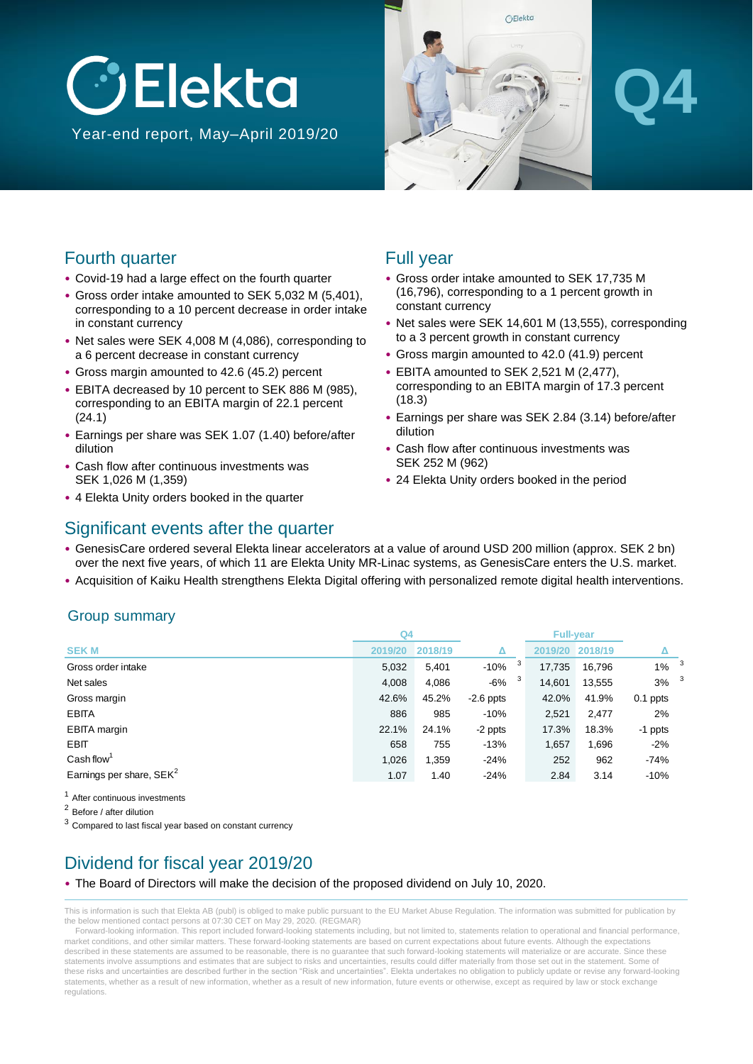# Elekta

Year-end report, May–April 2019/20

Q4

## Fourth quarter

- Covid-19 had a large effect on the fourth quarter
- Gross order intake amounted to SEK 5,032 M (5,401), corresponding to a 10 percent decrease in order intake in constant currency
- Net sales were SEK 4,008 M (4,086), corresponding to a 6 percent decrease in constant currency
- Gross margin amounted to 42.6 (45.2) percent
- EBITA decreased by 10 percent to SEK 886 M (985), corresponding to an EBITA margin of 22.1 percent (24.1)
- Earnings per share was SEK 1.07 (1.40) before/after dilution
- Cash flow after continuous investments was SEK 1,026 M (1,359)
- 4 Elekta Unity orders booked in the quarter

## Full year

- Gross order intake amounted to SEK 17,735 M (16,796), corresponding to a 1 percent growth in constant currency
- Net sales were SEK 14,601 M (13,555), corresponding to a 3 percent growth in constant currency
- Gross margin amounted to 42.0 (41.9) percent
- EBITA amounted to SEK 2,521 M (2,477), corresponding to an EBITA margin of 17.3 percent (18.3)
- Earnings per share was SEK 2.84 (3.14) before/after dilution
- Cash flow after continuous investments was SEK 252 M (962)
- 24 Elekta Unity orders booked in the period

## Significant events after the quarter

- GenesisCare ordered several Elekta linear accelerators at a value of around USD 200 million (approx. SEK 2 bn) over the next five years, of which 11 are Elekta Unity MR-Linac systems, as GenesisCare enters the U.S. market.
- Acquisition of Kaiku Health strengthens Elekta Digital offering with personalized remote digital health interventions.

### Group summary

| | Q4 | | | Full-year | | |
|---|---|---|---|---|---|---|
| SEK M | 2019/20 | 2018/19 | Δ | 2019/20 | 2018/19 | Δ |
| Gross order intake | 5,032 | 5,401 | -10% [3] | 17,735 | 16,796 | 1% [3] |
| Net sales | 4,008 | 4,086 | -6% [3] | 14,601 | 13,555 | 3% [3] |
| Gross margin | 42.6% | 45.2% | -2.6 ppts | 42.0% | 41.9% | 0.1 ppts |
| EBITA | 886 | 985 | -10% | 2,521 | 2,477 | 2% |
| EBITA margin | 22.1% | 24.1% | -2 ppts | 17.3% | 18.3% | -1 ppts |
| EBIT | 658 | 755 | -13% | 1,657 | 1,696 | -2% |
| Cash flow[1] | 1,026 | 1,359 | -24% | 252 | 962 | -74% |
| Earnings per share, SEK[2] | 1.07 | 1.40 | -24% | 2.84 | 3.14 | -10% |

[1] After continuous investments

[2] Before / after dilution

[3] Compared to last fiscal year based on constant currency

## Dividend for fiscal year 2019/20

- The Board of Directors will make the decision of the proposed dividend on July 10, 2020.

This is information is such that Elekta AB (publ) is obliged to make public pursuant to the EU Market Abuse Regulation. The information was submitted for publication by the below mentioned contact persons at 07:30 CET on May 29, 2020. (REGMAR)

Forward-looking information. This report included forward-looking statements including, but not limited to, statements relation to operational and financial performance, market conditions, and other similar matters. These forward-looking statements are based on current expectations about future events. Although the expectations described in these statements are assumed to be reasonable, there is no guarantee that such forward-looking statements will materialize or are accurate. Since these statements involve assumptions and estimates that are subject to risks and uncertainties, results could differ materially from those set out in the statement. Some of these risks and uncertainties are described further in the section "Risk and uncertainties". Elekta undertakes no obligation to publicly update or revise any forward-looking statements, whether as a result of new information, whether as a result of new information, future events or otherwise, except as required by law or stock exchange regulations.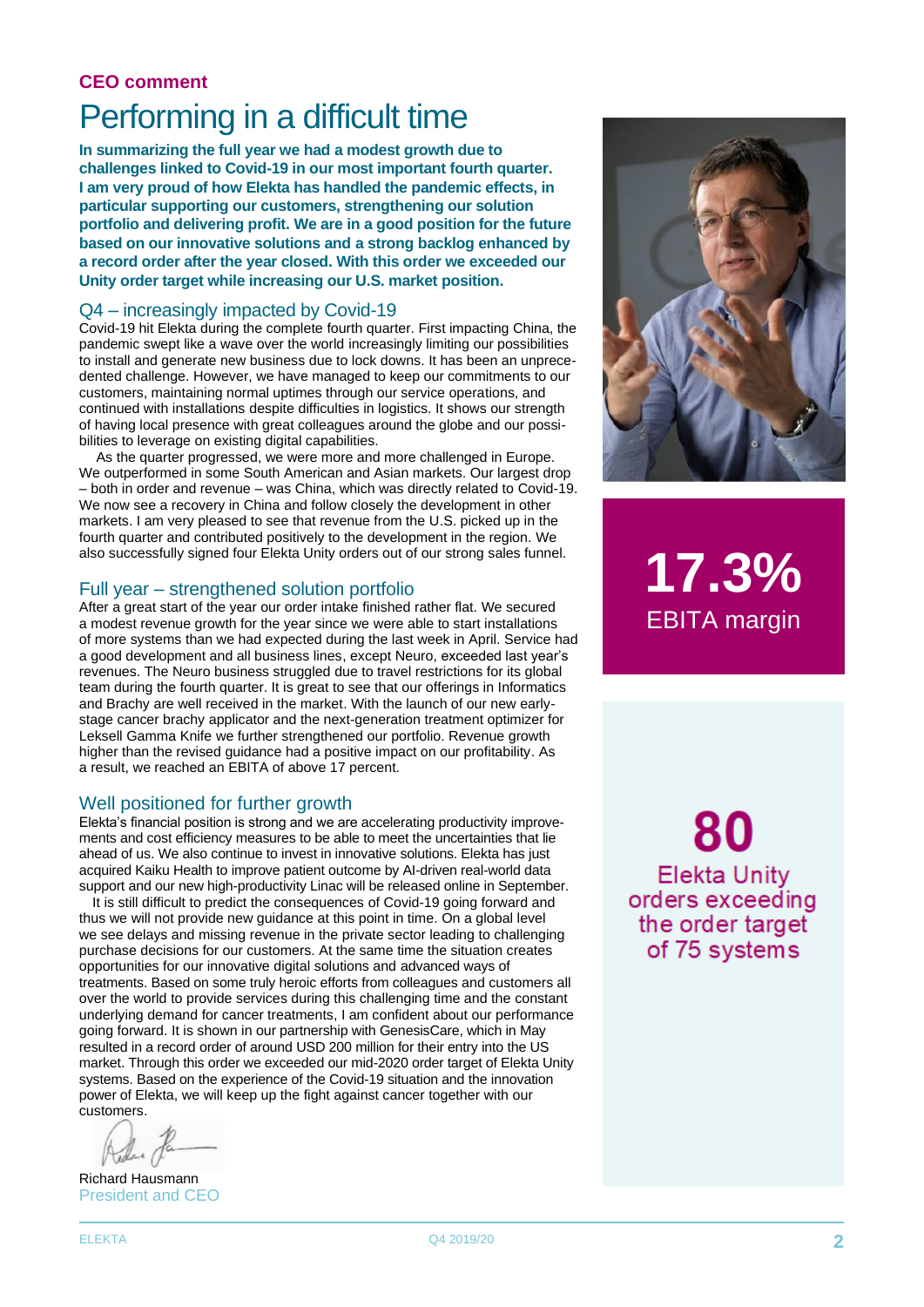**CEO comment**

# Performing in a difficult time

**In summarizing the full year we had a modest growth due to challenges linked to Covid-19 in our most important fourth quarter. I am very proud of how Elekta has handled the pandemic effects, in particular supporting our customers, strengthening our solution portfolio and delivering profit. We are in a good position for the future based on our innovative solutions and a strong backlog enhanced by a record order after the year closed. With this order we exceeded our Unity order target while increasing our U.S. market position.**

## Q4 – increasingly impacted by Covid-19

Covid-19 hit Elekta during the complete fourth quarter. First impacting China, the pandemic swept like a wave over the world increasingly limiting our possibilities to install and generate new business due to lock downs. It has been an unprecedented challenge. However, we have managed to keep our commitments to our customers, maintaining normal uptimes through our service operations, and continued with installations despite difficulties in logistics. It shows our strength of having local presence with great colleagues around the globe and our possibilities to leverage on existing digital capabilities.

As the quarter progressed, we were more and more challenged in Europe. We outperformed in some South American and Asian markets. Our largest drop – both in order and revenue – was China, which was directly related to Covid-19. We now see a recovery in China and follow closely the development in other markets. I am very pleased to see that revenue from the U.S. picked up in the fourth quarter and contributed positively to the development in the region. We also successfully signed four Elekta Unity orders out of our strong sales funnel.

## Full year – strengthened solution portfolio

After a great start of the year our order intake finished rather flat. We secured a modest revenue growth for the year since we were able to start installations of more systems than we had expected during the last week in April. Service had a good development and all business lines, except Neuro, exceeded last year's revenues. The Neuro business struggled due to travel restrictions for its global team during the fourth quarter. It is great to see that our offerings in Informatics and Brachy are well received in the market. With the launch of our new early-stage cancer brachy applicator and the next-generation treatment optimizer for Leksell Gamma Knife we further strengthened our portfolio. Revenue growth higher than the revised guidance had a positive impact on our profitability. As a result, we reached an EBITA of above 17 percent.

## Well positioned for further growth

Elekta's financial position is strong and we are accelerating productivity improvements and cost efficiency measures to be able to meet the uncertainties that lie ahead of us. We also continue to invest in innovative solutions. Elekta has just acquired Kaiku Health to improve patient outcome by AI-driven real-world data support and our new high-productivity Linac will be released online in September.

It is still difficult to predict the consequences of Covid-19 going forward and thus we will not provide new guidance at this point in time. On a global level we see delays and missing revenue in the private sector leading to challenging purchase decisions for our customers. At the same time the situation creates opportunities for our innovative digital solutions and advanced ways of treatments. Based on some truly heroic efforts from colleagues and customers all over the world to provide services during this challenging time and the constant underlying demand for cancer treatments, I am confident about our performance going forward. It is shown in our partnership with GenesisCare, which in May resulted in a record order of around USD 200 million for their entry into the US market. Through this order we exceeded our mid-2020 order target of Elekta Unity systems. Based on the experience of the Covid-19 situation and the innovation power of Elekta, we will keep up the fight against cancer together with our customers.

Richard Hausmann
President and CEO

**17.3%**
EBITA margin

**80**
Elekta Unity orders exceeding the order target of 75 systems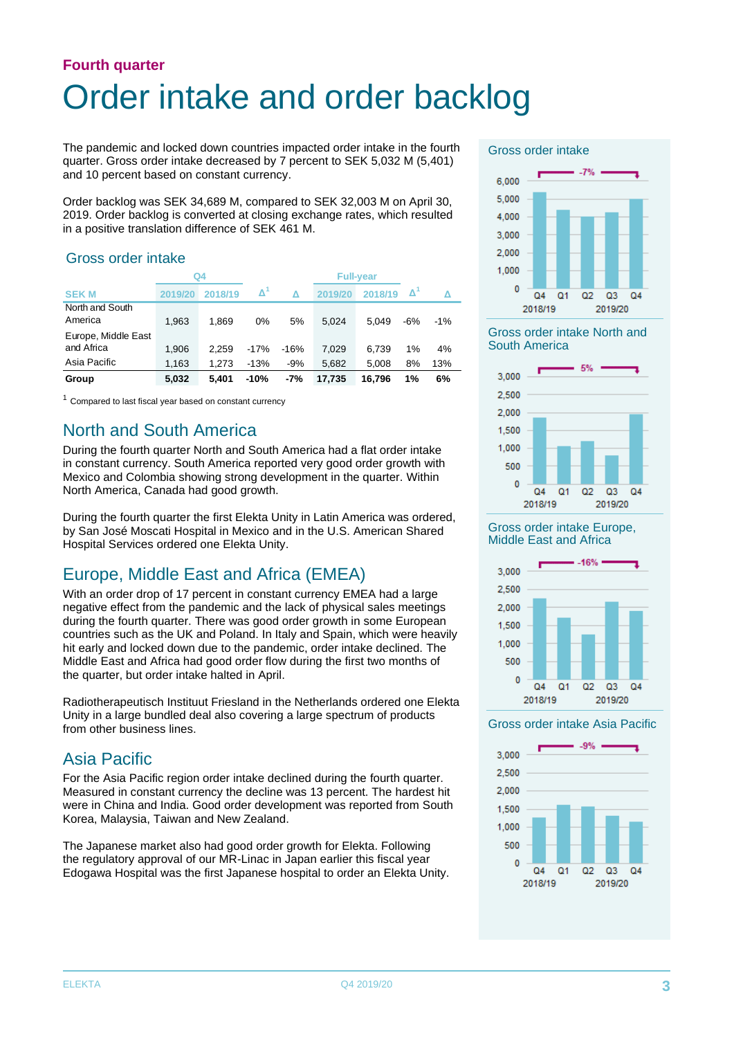**Fourth quarter**

# Order intake and order backlog

The pandemic and locked down countries impacted order intake in the fourth quarter. Gross order intake decreased by 7 percent to SEK 5,032 M (5,401) and 10 percent based on constant currency.

Order backlog was SEK 34,689 M, compared to SEK 32,003 M on April 30, 2019. Order backlog is converted at closing exchange rates, which resulted in a positive translation difference of SEK 461 M.

### Gross order intake

| | Q4 | | | | Full-year | | | |
|---|---|---|---|---|---|---|---|---|
| SEK M | 2019/20 | 2018/19 | Δ[1] | Δ | 2019/20 | 2018/19 | Δ[1] | Δ |
| North and South America | 1,963 | 1,869 | 0% | 5% | 5,024 | 5,049 | -6% | -1% |
| Europe, Middle East and Africa | 1,906 | 2,259 | -17% | -16% | 7,029 | 6,739 | 1% | 4% |
| Asia Pacific | 1,163 | 1,273 | -13% | -9% | 5,682 | 5,008 | 8% | 13% |
| **Group** | **5,032** | **5,401** | **-10%** | **-7%** | **17,735** | **16,796** | **1%** | **6%** |

[1] Compared to last fiscal year based on constant currency

## North and South America

During the fourth quarter North and South America had a flat order intake in constant currency. South America reported very good order growth with Mexico and Colombia showing strong development in the quarter. Within North America, Canada had good growth.

During the fourth quarter the first Elekta Unity in Latin America was ordered, by San José Moscati Hospital in Mexico and in the U.S. American Shared Hospital Services ordered one Elekta Unity.

## Europe, Middle East and Africa (EMEA)

With an order drop of 17 percent in constant currency EMEA had a large negative effect from the pandemic and the lack of physical sales meetings during the fourth quarter. There was good order growth in some European countries such as the UK and Poland. In Italy and Spain, which were heavily hit early and locked down due to the pandemic, order intake declined. The Middle East and Africa had good order flow during the first two months of the quarter, but order intake halted in April.

Radiotherapeutisch Instituut Friesland in the Netherlands ordered one Elekta Unity in a large bundled deal also covering a large spectrum of products from other business lines.

## Asia Pacific

For the Asia Pacific region order intake declined during the fourth quarter. Measured in constant currency the decline was 13 percent. The hardest hit were in China and India. Good order development was reported from South Korea, Malaysia, Taiwan and New Zealand.

The Japanese market also had good order growth for Elekta. Following the regulatory approval of our MR-Linac in Japan earlier this fiscal year Edogawa Hospital was the first Japanese hospital to order an Elekta Unity.

### Gross order intake

-7%

Q4 2018/19, Q1, Q2, Q3, Q4 2019/20

### Gross order intake North and South America

5%

Q4 2018/19, Q1, Q2, Q3, Q4 2019/20

### Gross order intake Europe, Middle East and Africa

-16%

Q4 2018/19, Q1, Q2, Q3, Q4 2019/20

### Gross order intake Asia Pacific

-9%

Q4 2018/19, Q1, Q2, Q3, Q4 2019/20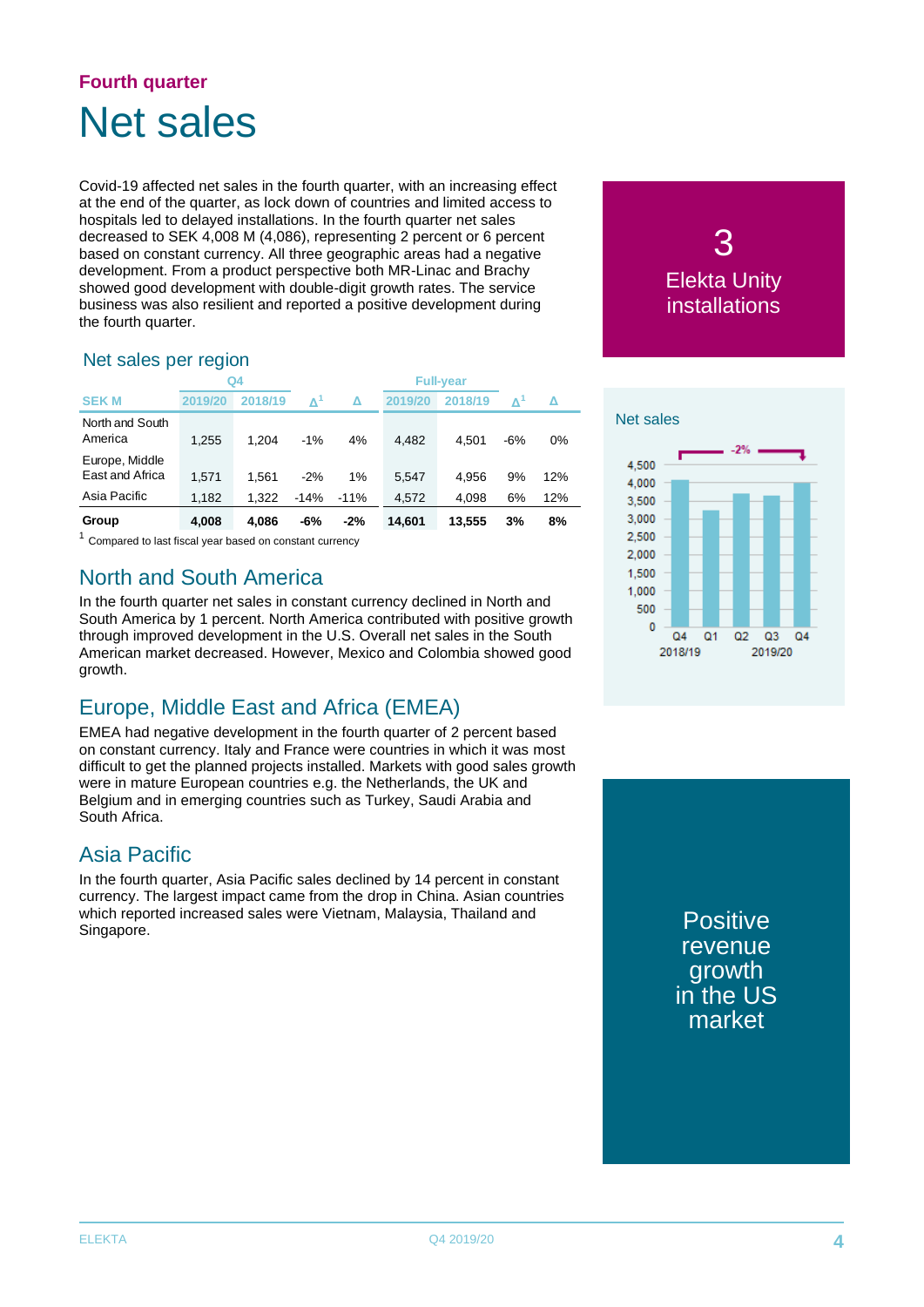**Fourth quarter**

# Net sales

Covid-19 affected net sales in the fourth quarter, with an increasing effect at the end of the quarter, as lock down of countries and limited access to hospitals led to delayed installations. In the fourth quarter net sales decreased to SEK 4,008 M (4,086), representing 2 percent or 6 percent based on constant currency. All three geographic areas had a negative development. From a product perspective both MR-Linac and Brachy showed good development with double-digit growth rates. The service business was also resilient and reported a positive development during the fourth quarter.

3
Elekta Unity installations

### Net sales per region

| SEK M | Q4 2019/20 | Q4 2018/19 | Q4 Δ[1] | Q4 Δ | Full-year 2019/20 | Full-year 2018/19 | Full-year Δ[1] | Full-year Δ |
|---|---|---|---|---|---|---|---|---|
| North and South America | 1,255 | 1,204 | -1% | 4% | 4,482 | 4,501 | -6% | 0% |
| Europe, Middle East and Africa | 1,571 | 1,561 | -2% | 1% | 5,547 | 4,956 | 9% | 12% |
| Asia Pacific | 1,182 | 1,322 | -14% | -11% | 4,572 | 4,098 | 6% | 12% |
| **Group** | **4,008** | **4,086** | **-6%** | **-2%** | **14,601** | **13,555** | **3%** | **8%** |

[1] Compared to last fiscal year based on constant currency

Net sales

| Quarter | Net sales (chart, approx. SEK M) |
|---|---|
| Q4 2018/19 | ~4,086 |
| Q1 2019/20 | ~3,300 |
| Q2 2019/20 | ~3,700 |
| Q3 2019/20 | ~3,650 |
| Q4 2019/20 | ~4,008 |

-2%

## North and South America

In the fourth quarter net sales in constant currency declined in North and South America by 1 percent. North America contributed with positive growth through improved development in the U.S. Overall net sales in the South American market decreased. However, Mexico and Colombia showed good growth.

## Europe, Middle East and Africa (EMEA)

EMEA had negative development in the fourth quarter of 2 percent based on constant currency. Italy and France were countries in which it was most difficult to get the planned projects installed. Markets with good sales growth were in mature European countries e.g. the Netherlands, the UK and Belgium and in emerging countries such as Turkey, Saudi Arabia and South Africa.

## Asia Pacific

In the fourth quarter, Asia Pacific sales declined by 14 percent in constant currency. The largest impact came from the drop in China. Asian countries which reported increased sales were Vietnam, Malaysia, Thailand and Singapore.

Positive revenue growth in the US market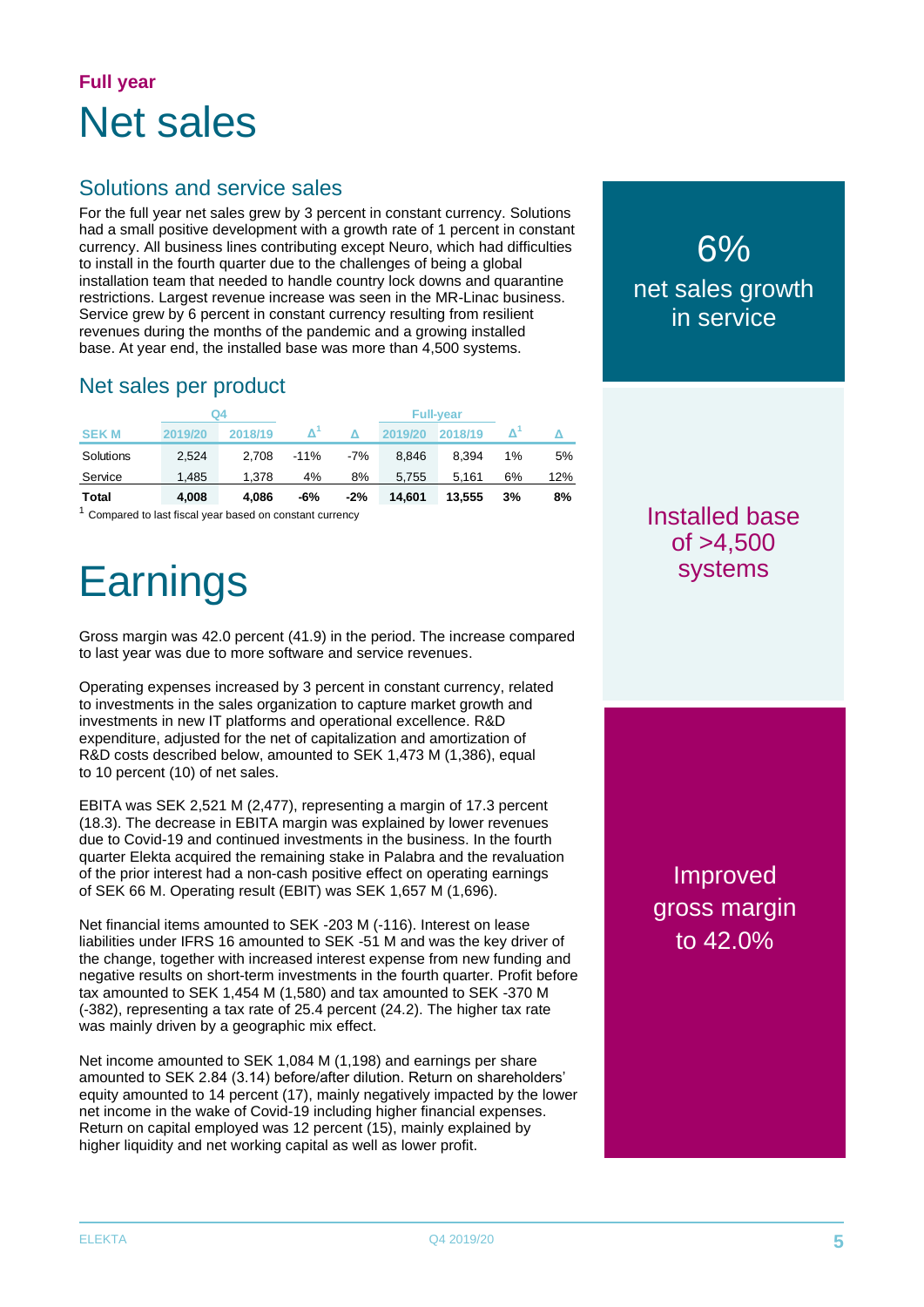## Full year

# Net sales

### Solutions and service sales

For the full year net sales grew by 3 percent in constant currency. Solutions had a small positive development with a growth rate of 1 percent in constant currency. All business lines contributing except Neuro, which had difficulties to install in the fourth quarter due to the challenges of being a global installation team that needed to handle country lock downs and quarantine restrictions. Largest revenue increase was seen in the MR-Linac business. Service grew by 6 percent in constant currency resulting from resilient revenues during the months of the pandemic and a growing installed base. At year end, the installed base was more than 4,500 systems.

### Net sales per product

| SEK M | Q4 | | | | Full-year | | | |
|---|---|---|---|---|---|---|---|---|
| | 2019/20 | 2018/19 | Δ[1] | Δ | 2019/20 | 2018/19 | Δ[1] | Δ |
| Solutions | 2,524 | 2,708 | -11% | -7% | 8,846 | 8,394 | 1% | 5% |
| Service | 1,485 | 1,378 | 4% | 8% | 5,755 | 5,161 | 6% | 12% |
| **Total** | **4,008** | **4,086** | **-6%** | **-2%** | **14,601** | **13,555** | **3%** | **8%** |

[1] Compared to last fiscal year based on constant currency

6% net sales growth in service

Installed base of >4,500 systems

Improved gross margin to 42.0%

# Earnings

Gross margin was 42.0 percent (41.9) in the period. The increase compared to last year was due to more software and service revenues.

Operating expenses increased by 3 percent in constant currency, related to investments in the sales organization to capture market growth and investments in new IT platforms and operational excellence. R&D expenditure, adjusted for the net of capitalization and amortization of R&D costs described below, amounted to SEK 1,473 M (1,386), equal to 10 percent (10) of net sales.

EBITA was SEK 2,521 M (2,477), representing a margin of 17.3 percent (18.3). The decrease in EBITA margin was explained by lower revenues due to Covid-19 and continued investments in the business. In the fourth quarter Elekta acquired the remaining stake in Palabra and the revaluation of the prior interest had a non-cash positive effect on operating earnings of SEK 66 M. Operating result (EBIT) was SEK 1,657 M (1,696).

Net financial items amounted to SEK -203 M (-116). Interest on lease liabilities under IFRS 16 amounted to SEK -51 M and was the key driver of the change, together with increased interest expense from new funding and negative results on short-term investments in the fourth quarter. Profit before tax amounted to SEK 1,454 M (1,580) and tax amounted to SEK -370 M (-382), representing a tax rate of 25.4 percent (24.2). The higher tax rate was mainly driven by a geographic mix effect.

Net income amounted to SEK 1,084 M (1,198) and earnings per share amounted to SEK 2.84 (3.14) before/after dilution. Return on shareholders' equity amounted to 14 percent (17), mainly negatively impacted by the lower net income in the wake of Covid-19 including higher financial expenses. Return on capital employed was 12 percent (15), mainly explained by higher liquidity and net working capital as well as lower profit.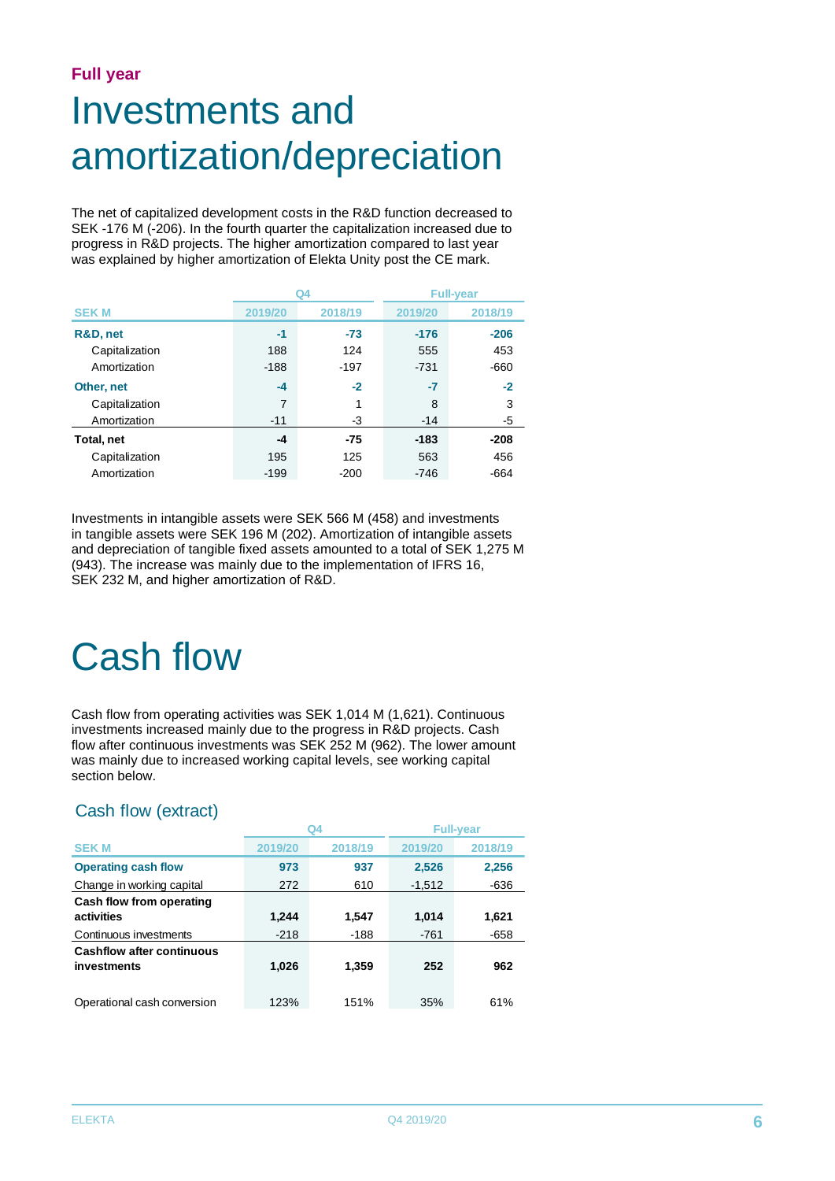**Full year**

# Investments and amortization/depreciation

The net of capitalized development costs in the R&D function decreased to SEK -176 M (-206). In the fourth quarter the capitalization increased due to progress in R&D projects. The higher amortization compared to last year was explained by higher amortization of Elekta Unity post the CE mark.

| | Q4 | | Full-year | |
|---|---|---|---|---|
| SEK M | 2019/20 | 2018/19 | 2019/20 | 2018/19 |
| **R&D, net** | **-1** | **-73** | **-176** | **-206** |
| Capitalization | 188 | 124 | 555 | 453 |
| Amortization | -188 | -197 | -731 | -660 |
| **Other, net** | **-4** | **-2** | **-7** | **-2** |
| Capitalization | 7 | 1 | 8 | 3 |
| Amortization | -11 | -3 | -14 | -5 |
| **Total, net** | **-4** | **-75** | **-183** | **-208** |
| Capitalization | 195 | 125 | 563 | 456 |
| Amortization | -199 | -200 | -746 | -664 |

Investments in intangible assets were SEK 566 M (458) and investments in tangible assets were SEK 196 M (202). Amortization of intangible assets and depreciation of tangible fixed assets amounted to a total of SEK 1,275 M (943). The increase was mainly due to the implementation of IFRS 16, SEK 232 M, and higher amortization of R&D.

# Cash flow

Cash flow from operating activities was SEK 1,014 M (1,621). Continuous investments increased mainly due to the progress in R&D projects. Cash flow after continuous investments was SEK 252 M (962). The lower amount was mainly due to increased working capital levels, see working capital section below.

## Cash flow (extract)

| | Q4 | | Full-year | |
|---|---|---|---|---|
| SEK M | 2019/20 | 2018/19 | 2019/20 | 2018/19 |
| **Operating cash flow** | **973** | **937** | **2,526** | **2,256** |
| Change in working capital | 272 | 610 | -1,512 | -636 |
| **Cash flow from operating activities** | **1,244** | **1,547** | **1,014** | **1,621** |
| Continuous investments | -218 | -188 | -761 | -658 |
| **Cashflow after continuous investments** | **1,026** | **1,359** | **252** | **962** |
| Operational cash conversion | 123% | 151% | 35% | 61% |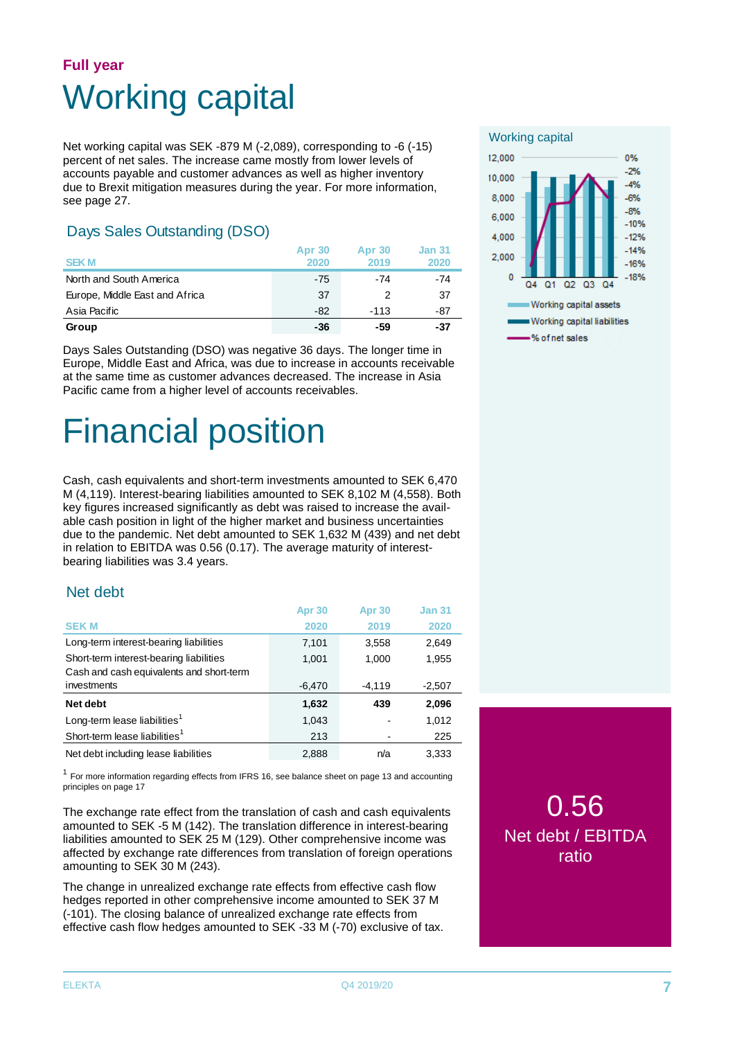Full year

# Working capital

Net working capital was SEK -879 M (-2,089), corresponding to -6 (-15) percent of net sales. The increase came mostly from lower levels of accounts payable and customer advances as well as higher inventory due to Brexit mitigation measures during the year. For more information, see page 27.

## Days Sales Outstanding (DSO)

| SEK M | Apr 30 2020 | Apr 30 2019 | Jan 31 2020 |
|---|---|---|---|
| North and South America | -75 | -74 | -74 |
| Europe, Middle East and Africa | 37 | 2 | 37 |
| Asia Pacific | -82 | -113 | -87 |
| **Group** | **-36** | **-59** | **-37** |

Days Sales Outstanding (DSO) was negative 36 days. The longer time in Europe, Middle East and Africa, was due to increase in accounts receivable at the same time as customer advances decreased. The increase in Asia Pacific came from a higher level of accounts receivables.

Working capital

Q4 Q1 Q2 Q3 Q4

Working capital assets
Working capital liabilities
% of net sales

# Financial position

Cash, cash equivalents and short-term investments amounted to SEK 6,470 M (4,119). Interest-bearing liabilities amounted to SEK 8,102 M (4,558). Both key figures increased significantly as debt was raised to increase the available cash position in light of the higher market and business uncertainties due to the pandemic. Net debt amounted to SEK 1,632 M (439) and net debt in relation to EBITDA was 0.56 (0.17). The average maturity of interest-bearing liabilities was 3.4 years.

## Net debt

| SEK M | Apr 30 2020 | Apr 30 2019 | Jan 31 2020 |
|---|---|---|---|
| Long-term interest-bearing liabilities | 7,101 | 3,558 | 2,649 |
| Short-term interest-bearing liabilities | 1,001 | 1,000 | 1,955 |
| Cash and cash equivalents and short-term investments | -6,470 | -4,119 | -2,507 |
| **Net debt** | **1,632** | **439** | **2,096** |
| Long-term lease liabilities[1] | 1,043 | - | 1,012 |
| Short-term lease liabilities[1] | 213 | - | 225 |
| Net debt including lease liabilities | 2,888 | n/a | 3,333 |

[1] For more information regarding effects from IFRS 16, see balance sheet on page 13 and accounting principles on page 17

The exchange rate effect from the translation of cash and cash equivalents amounted to SEK -5 M (142). The translation difference in interest-bearing liabilities amounted to SEK 25 M (129). Other comprehensive income was affected by exchange rate differences from translation of foreign operations amounting to SEK 30 M (243).

The change in unrealized exchange rate effects from effective cash flow hedges reported in other comprehensive income amounted to SEK 37 M (-101). The closing balance of unrealized exchange rate effects from effective cash flow hedges amounted to SEK -33 M (-70) exclusive of tax.

**0.56**
Net debt / EBITDA ratio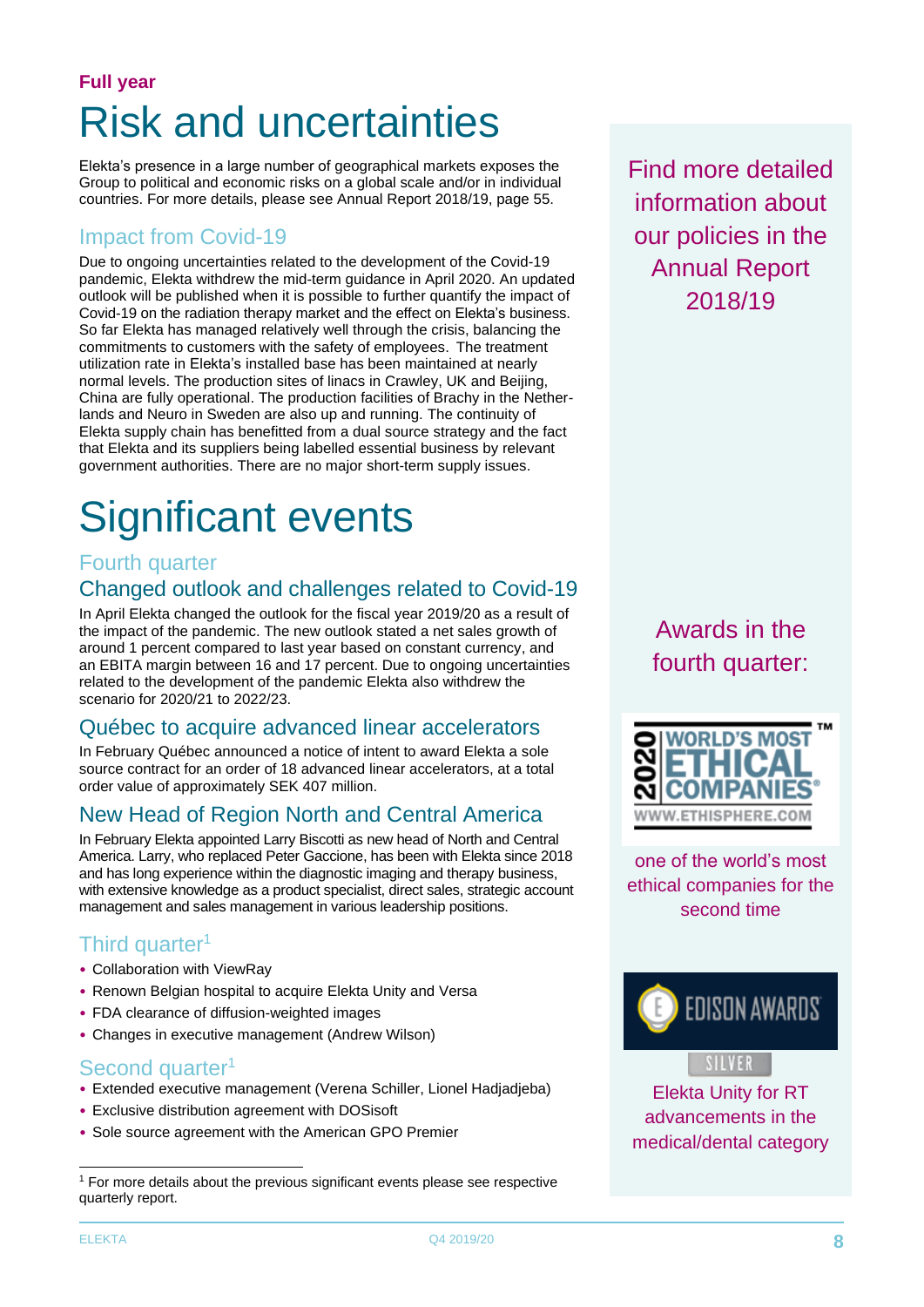**Full year**

# Risk and uncertainties

Elekta's presence in a large number of geographical markets exposes the Group to political and economic risks on a global scale and/or in individual countries. For more details, please see Annual Report 2018/19, page 55.

## Impact from Covid-19

Due to ongoing uncertainties related to the development of the Covid-19 pandemic, Elekta withdrew the mid-term guidance in April 2020. An updated outlook will be published when it is possible to further quantify the impact of Covid-19 on the radiation therapy market and the effect on Elekta's business. So far Elekta has managed relatively well through the crisis, balancing the commitments to customers with the safety of employees. The treatment utilization rate in Elekta's installed base has been maintained at nearly normal levels. The production sites of linacs in Crawley, UK and Beijing, China are fully operational. The production facilities of Brachy in the Netherlands and Neuro in Sweden are also up and running. The continuity of Elekta supply chain has benefitted from a dual source strategy and the fact that Elekta and its suppliers being labelled essential business by relevant government authorities. There are no major short-term supply issues.

Find more detailed information about our policies in the Annual Report 2018/19

# Significant events

## Fourth quarter

### Changed outlook and challenges related to Covid-19

In April Elekta changed the outlook for the fiscal year 2019/20 as a result of the impact of the pandemic. The new outlook stated a net sales growth of around 1 percent compared to last year based on constant currency, and an EBITA margin between 16 and 17 percent. Due to ongoing uncertainties related to the development of the pandemic Elekta also withdrew the scenario for 2020/21 to 2022/23.

### Québec to acquire advanced linear accelerators

In February Québec announced a notice of intent to award Elekta a sole source contract for an order of 18 advanced linear accelerators, at a total order value of approximately SEK 407 million.

### New Head of Region North and Central America

In February Elekta appointed Larry Biscotti as new head of North and Central America. Larry, who replaced Peter Gaccione, has been with Elekta since 2018 and has long experience within the diagnostic imaging and therapy business, with extensive knowledge as a product specialist, direct sales, strategic account management and sales management in various leadership positions.

## Third quarter[1]

- Collaboration with ViewRay
- Renown Belgian hospital to acquire Elekta Unity and Versa
- FDA clearance of diffusion-weighted images
- Changes in executive management (Andrew Wilson)

## Second quarter[1]

- Extended executive management (Verena Schiller, Lionel Hadjadjeba)
- Exclusive distribution agreement with DOSisoft
- Sole source agreement with the American GPO Premier

Awards in the fourth quarter:

2020 WORLD'S MOST ETHICAL COMPANIES™ WWW.ETHISPHERE.COM

one of the world's most ethical companies for the second time

EDISON AWARDS SILVER

Elekta Unity for RT advancements in the medical/dental category

[1] For more details about the previous significant events please see respective quarterly report.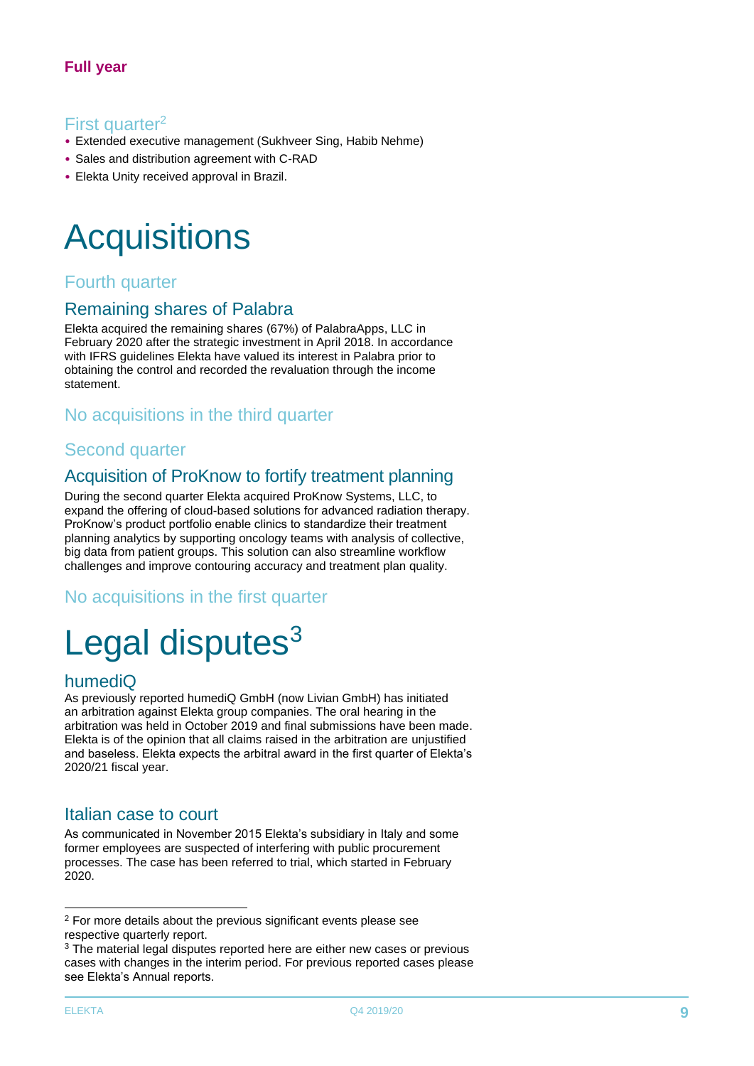**Full year**

### First quarter[2]

- Extended executive management (Sukhveer Sing, Habib Nehme)
- Sales and distribution agreement with C-RAD
- Elekta Unity received approval in Brazil.

# Acquisitions

### Fourth quarter

## Remaining shares of Palabra

Elekta acquired the remaining shares (67%) of PalabraApps, LLC in February 2020 after the strategic investment in April 2018. In accordance with IFRS guidelines Elekta have valued its interest in Palabra prior to obtaining the control and recorded the revaluation through the income statement.

### No acquisitions in the third quarter

### Second quarter

## Acquisition of ProKnow to fortify treatment planning

During the second quarter Elekta acquired ProKnow Systems, LLC, to expand the offering of cloud-based solutions for advanced radiation therapy. ProKnow's product portfolio enable clinics to standardize their treatment planning analytics by supporting oncology teams with analysis of collective, big data from patient groups. This solution can also streamline workflow challenges and improve contouring accuracy and treatment plan quality.

### No acquisitions in the first quarter

# Legal disputes[3]

## humediQ

As previously reported humediQ GmbH (now Livian GmbH) has initiated an arbitration against Elekta group companies. The oral hearing in the arbitration was held in October 2019 and final submissions have been made. Elekta is of the opinion that all claims raised in the arbitration are unjustified and baseless. Elekta expects the arbitral award in the first quarter of Elekta's 2020/21 fiscal year.

## Italian case to court

As communicated in November 2015 Elekta's subsidiary in Italy and some former employees are suspected of interfering with public procurement processes. The case has been referred to trial, which started in February 2020.

---

[2] For more details about the previous significant events please see respective quarterly report.

[3] The material legal disputes reported here are either new cases or previous cases with changes in the interim period. For previous reported cases please see Elekta's Annual reports.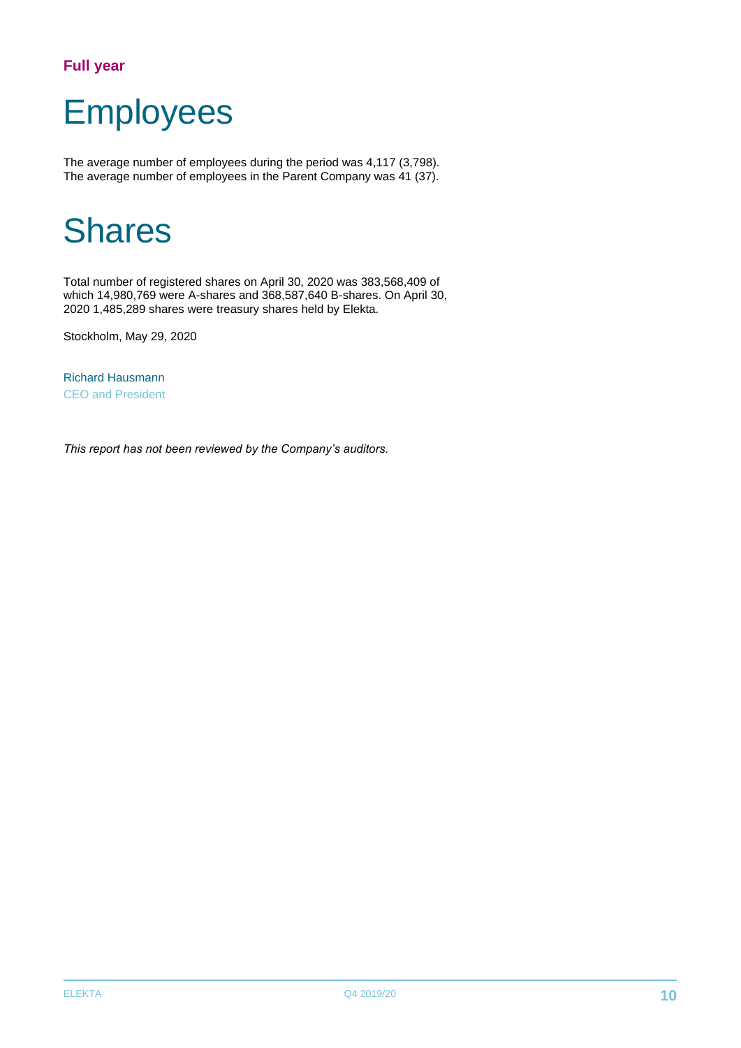**Full year**

# Employees

The average number of employees during the period was 4,117 (3,798). The average number of employees in the Parent Company was 41 (37).

# Shares

Total number of registered shares on April 30, 2020 was 383,568,409 of which 14,980,769 were A-shares and 368,587,640 B-shares. On April 30, 2020 1,485,289 shares were treasury shares held by Elekta.

Stockholm, May 29, 2020

Richard Hausmann
CEO and President

*This report has not been reviewed by the Company's auditors.*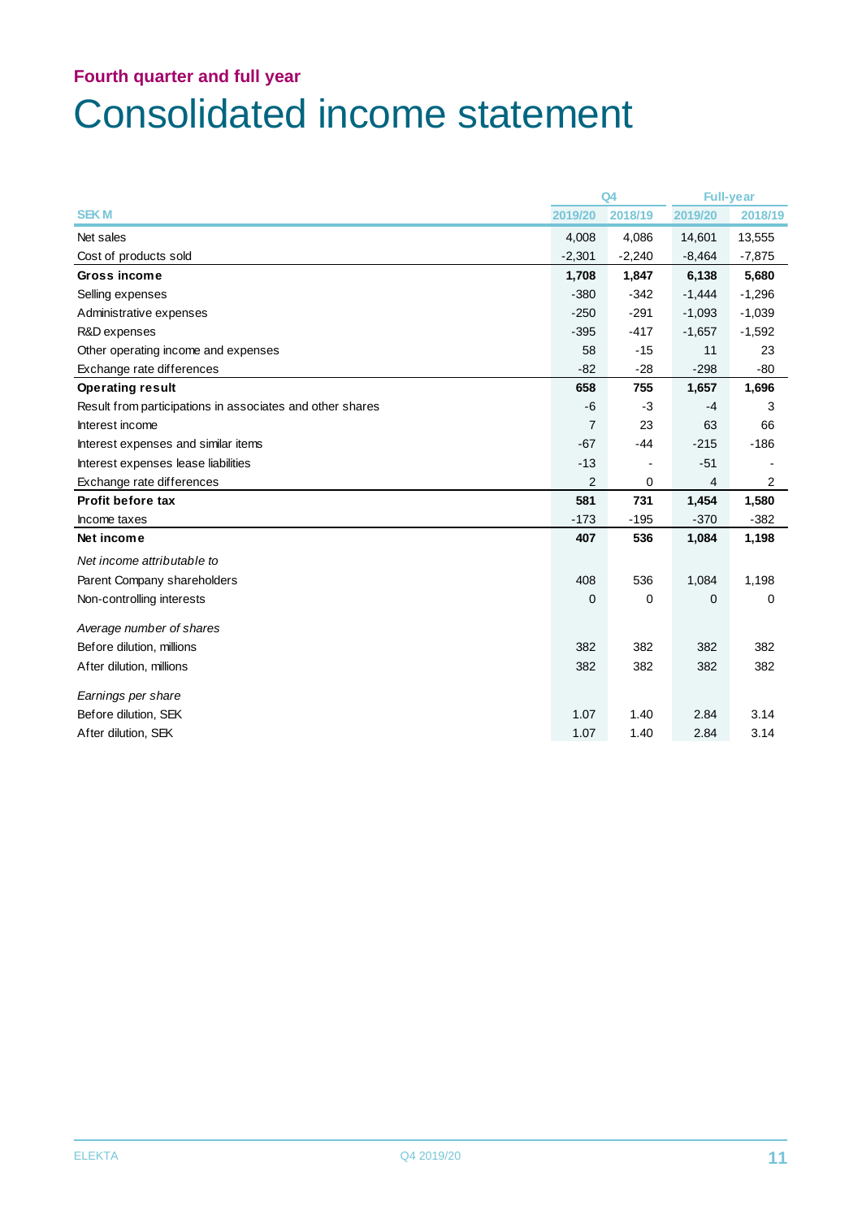**Fourth quarter and full year**

# Consolidated income statement

| | Q4 | | Full-year | |
|---|---|---|---|---|
| **SEK M** | **2019/20** | **2018/19** | **2019/20** | **2018/19** |
| Net sales | 4,008 | 4,086 | 14,601 | 13,555 |
| Cost of products sold | -2,301 | -2,240 | -8,464 | -7,875 |
| **Gross income** | **1,708** | **1,847** | **6,138** | **5,680** |
| Selling expenses | -380 | -342 | -1,444 | -1,296 |
| Administrative expenses | -250 | -291 | -1,093 | -1,039 |
| R&D expenses | -395 | -417 | -1,657 | -1,592 |
| Other operating income and expenses | 58 | -15 | 11 | 23 |
| Exchange rate differences | -82 | -28 | -298 | -80 |
| **Operating result** | **658** | **755** | **1,657** | **1,696** |
| Result from participations in associates and other shares | -6 | -3 | -4 | 3 |
| Interest income | 7 | 23 | 63 | 66 |
| Interest expenses and similar items | -67 | -44 | -215 | -186 |
| Interest expenses lease liabilities | -13 | - | -51 | - |
| Exchange rate differences | 2 | 0 | 4 | 2 |
| **Profit before tax** | **581** | **731** | **1,454** | **1,580** |
| Income taxes | -173 | -195 | -370 | -382 |
| **Net income** | **407** | **536** | **1,084** | **1,198** |
| *Net income attributable to* | | | | |
| Parent Company shareholders | 408 | 536 | 1,084 | 1,198 |
| Non-controlling interests | 0 | 0 | 0 | 0 |
| *Average number of shares* | | | | |
| Before dilution, millions | 382 | 382 | 382 | 382 |
| After dilution, millions | 382 | 382 | 382 | 382 |
| *Earnings per share* | | | | |
| Before dilution, SEK | 1.07 | 1.40 | 2.84 | 3.14 |
| After dilution, SEK | 1.07 | 1.40 | 2.84 | 3.14 |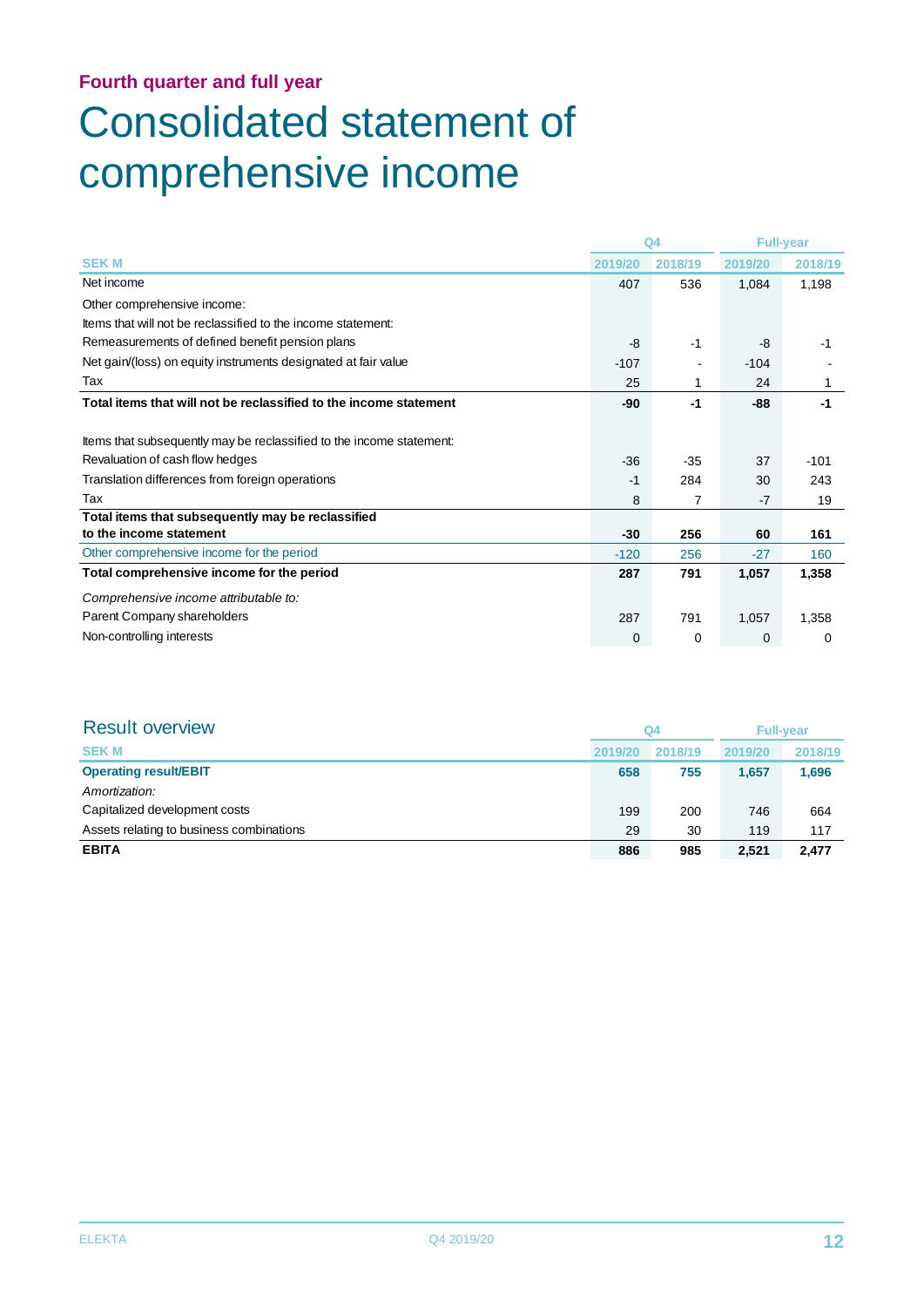**Fourth quarter and full year**

# Consolidated statement of comprehensive income

| SEK M | Q4 2019/20 | Q4 2018/19 | Full-year 2019/20 | Full-year 2018/19 |
|---|---|---|---|---|
| Net income | 407 | 536 | 1,084 | 1,198 |
| Other comprehensive income: | | | | |
| Items that will not be reclassified to the income statement: | | | | |
| Remeasurements of defined benefit pension plans | -8 | -1 | -8 | -1 |
| Net gain/(loss) on equity instruments designated at fair value | -107 | - | -104 | - |
| Tax | 25 | 1 | 24 | 1 |
| **Total items that will not be reclassified to the income statement** | **-90** | **-1** | **-88** | **-1** |
| Items that subsequently may be reclassified to the income statement: | | | | |
| Revaluation of cash flow hedges | -36 | -35 | 37 | -101 |
| Translation differences from foreign operations | -1 | 284 | 30 | 243 |
| Tax | 8 | 7 | -7 | 19 |
| **Total items that subsequently may be reclassified to the income statement** | **-30** | **256** | **60** | **161** |
| Other comprehensive income for the period | -120 | 256 | -27 | 160 |
| **Total comprehensive income for the period** | **287** | **791** | **1,057** | **1,358** |
| *Comprehensive income attributable to:* | | | | |
| Parent Company shareholders | 287 | 791 | 1,057 | 1,358 |
| Non-controlling interests | 0 | 0 | 0 | 0 |

## Result overview

| SEK M | Q4 2019/20 | Q4 2018/19 | Full-year 2019/20 | Full-year 2018/19 |
|---|---|---|---|---|
| **Operating result/EBIT** | **658** | **755** | **1,657** | **1,696** |
| *Amortization:* | | | | |
| Capitalized development costs | 199 | 200 | 746 | 664 |
| Assets relating to business combinations | 29 | 30 | 119 | 117 |
| **EBITA** | **886** | **985** | **2,521** | **2,477** |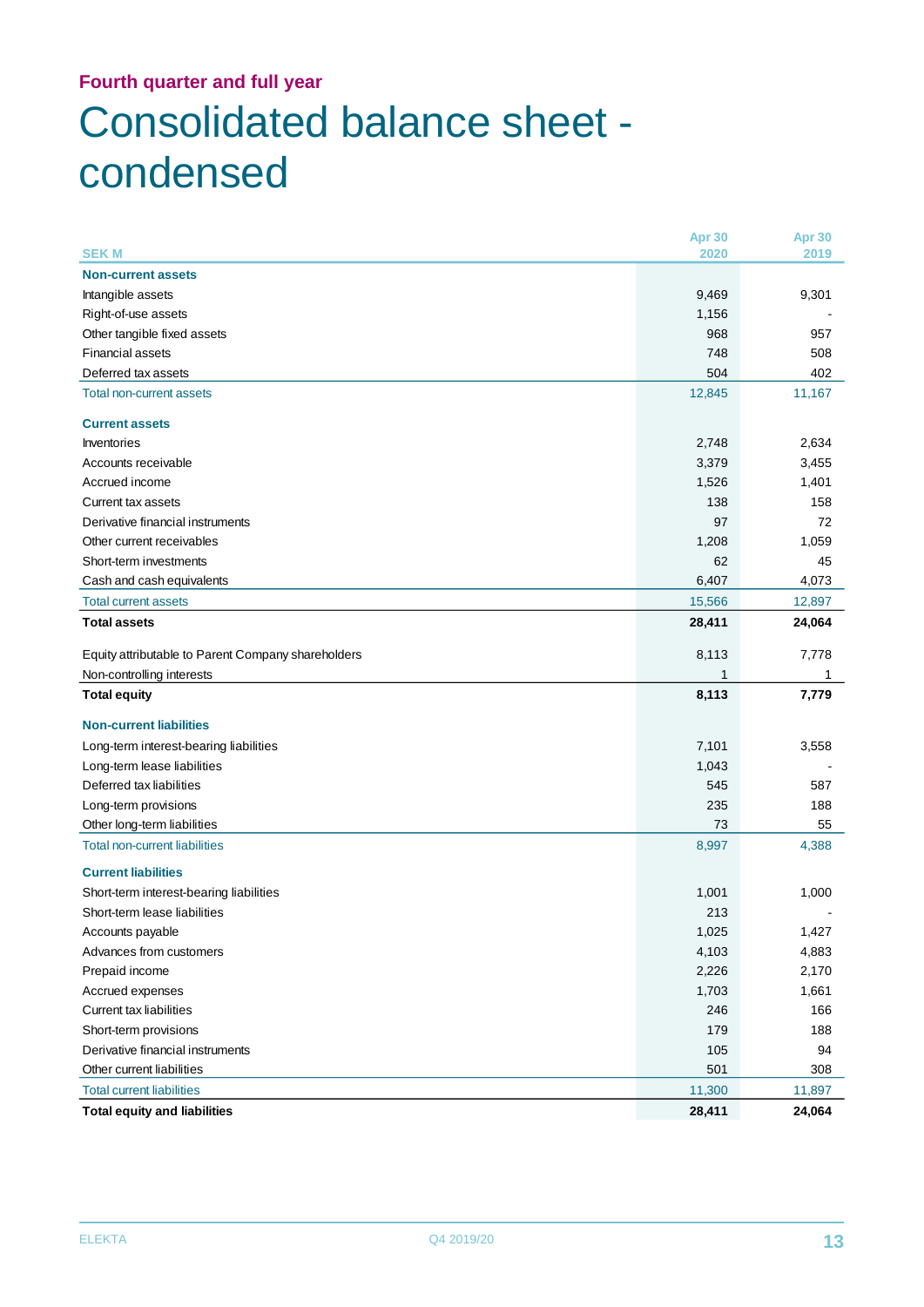## Fourth quarter and full year

# Consolidated balance sheet - condensed

| SEK M | Apr 30 2020 | Apr 30 2019 |
|---|---|---|
| **Non-current assets** | | |
| Intangible assets | 9,469 | 9,301 |
| Right-of-use assets | 1,156 | - |
| Other tangible fixed assets | 968 | 957 |
| Financial assets | 748 | 508 |
| Deferred tax assets | 504 | 402 |
| Total non-current assets | 12,845 | 11,167 |
| **Current assets** | | |
| Inventories | 2,748 | 2,634 |
| Accounts receivable | 3,379 | 3,455 |
| Accrued income | 1,526 | 1,401 |
| Current tax assets | 138 | 158 |
| Derivative financial instruments | 97 | 72 |
| Other current receivables | 1,208 | 1,059 |
| Short-term investments | 62 | 45 |
| Cash and cash equivalents | 6,407 | 4,073 |
| Total current assets | 15,566 | 12,897 |
| **Total assets** | **28,411** | **24,064** |
| Equity attributable to Parent Company shareholders | 8,113 | 7,778 |
| Non-controlling interests | 1 | 1 |
| **Total equity** | **8,113** | **7,779** |
| **Non-current liabilities** | | |
| Long-term interest-bearing liabilities | 7,101 | 3,558 |
| Long-term lease liabilities | 1,043 | - |
| Deferred tax liabilities | 545 | 587 |
| Long-term provisions | 235 | 188 |
| Other long-term liabilities | 73 | 55 |
| Total non-current liabilities | 8,997 | 4,388 |
| **Current liabilities** | | |
| Short-term interest-bearing liabilities | 1,001 | 1,000 |
| Short-term lease liabilities | 213 | - |
| Accounts payable | 1,025 | 1,427 |
| Advances from customers | 4,103 | 4,883 |
| Prepaid income | 2,226 | 2,170 |
| Accrued expenses | 1,703 | 1,661 |
| Current tax liabilities | 246 | 166 |
| Short-term provisions | 179 | 188 |
| Derivative financial instruments | 105 | 94 |
| Other current liabilities | 501 | 308 |
| Total current liabilities | 11,300 | 11,897 |
| **Total equity and liabilities** | **28,411** | **24,064** |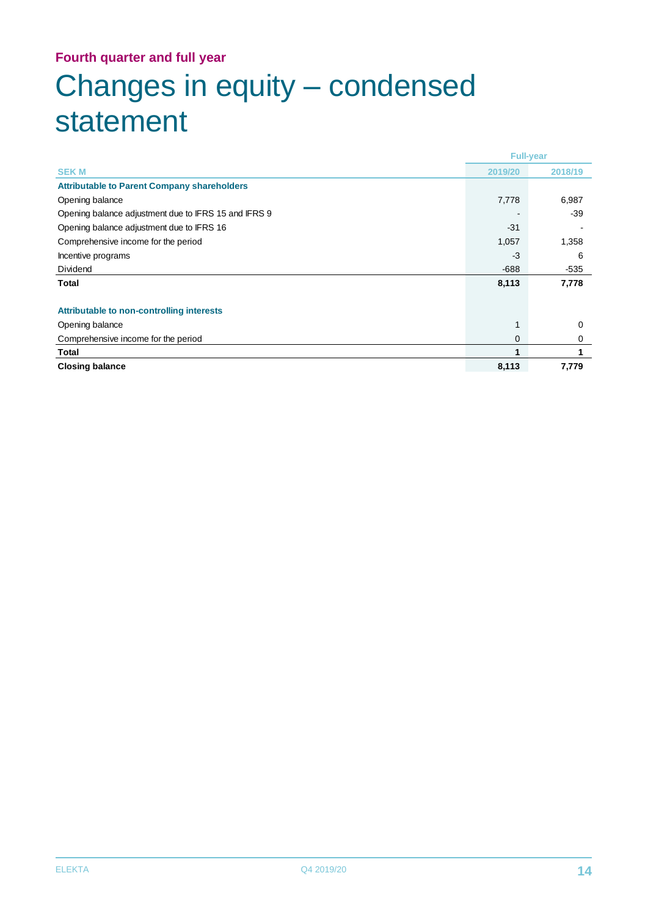Fourth quarter and full year

# Changes in equity – condensed statement

| SEK M | Full-year 2019/20 | 2018/19 |
|---|---|---|
| **Attributable to Parent Company shareholders** | | |
| Opening balance | 7,778 | 6,987 |
| Opening balance adjustment due to IFRS 15 and IFRS 9 | - | -39 |
| Opening balance adjustment due to IFRS 16 | -31 | - |
| Comprehensive income for the period | 1,057 | 1,358 |
| Incentive programs | -3 | 6 |
| Dividend | -688 | -535 |
| **Total** | **8,113** | **7,778** |
| | | |
| **Attributable to non-controlling interests** | | |
| Opening balance | 1 | 0 |
| Comprehensive income for the period | 0 | 0 |
| **Total** | **1** | **1** |
| **Closing balance** | **8,113** | **7,779** |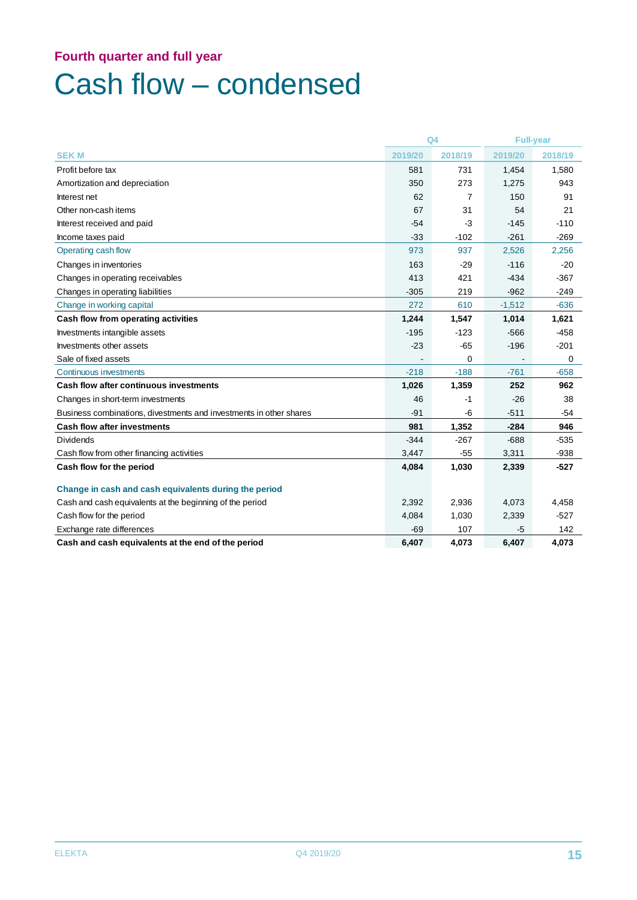## Fourth quarter and full year

# Cash flow – condensed

| SEK M | Q4 | | Full-year | |
|---|---|---|---|---|
| | 2019/20 | 2018/19 | 2019/20 | 2018/19 |
| Profit before tax | 581 | 731 | 1,454 | 1,580 |
| Amortization and depreciation | 350 | 273 | 1,275 | 943 |
| Interest net | 62 | 7 | 150 | 91 |
| Other non-cash items | 67 | 31 | 54 | 21 |
| Interest received and paid | -54 | -3 | -145 | -110 |
| Income taxes paid | -33 | -102 | -261 | -269 |
| Operating cash flow | 973 | 937 | 2,526 | 2,256 |
| Changes in inventories | 163 | -29 | -116 | -20 |
| Changes in operating receivables | 413 | 421 | -434 | -367 |
| Changes in operating liabilities | -305 | 219 | -962 | -249 |
| Change in working capital | 272 | 610 | -1,512 | -636 |
| **Cash flow from operating activities** | **1,244** | **1,547** | **1,014** | **1,621** |
| Investments intangible assets | -195 | -123 | -566 | -458 |
| Investments other assets | -23 | -65 | -196 | -201 |
| Sale of fixed assets | - | 0 | - | 0 |
| Continuous investments | -218 | -188 | -761 | -658 |
| **Cash flow after continuous investments** | **1,026** | **1,359** | **252** | **962** |
| Changes in short-term investments | 46 | -1 | -26 | 38 |
| Business combinations, divestments and investments in other shares | -91 | -6 | -511 | -54 |
| **Cash flow after investments** | **981** | **1,352** | **-284** | **946** |
| Dividends | -344 | -267 | -688 | -535 |
| Cash flow from other financing activities | 3,447 | -55 | 3,311 | -938 |
| **Cash flow for the period** | **4,084** | **1,030** | **2,339** | **-527** |
| | | | | |
| **Change in cash and cash equivalents during the period** | | | | |
| Cash and cash equivalents at the beginning of the period | 2,392 | 2,936 | 4,073 | 4,458 |
| Cash flow for the period | 4,084 | 1,030 | 2,339 | -527 |
| Exchange rate differences | -69 | 107 | -5 | 142 |
| **Cash and cash equivalents at the end of the period** | **6,407** | **4,073** | **6,407** | **4,073** |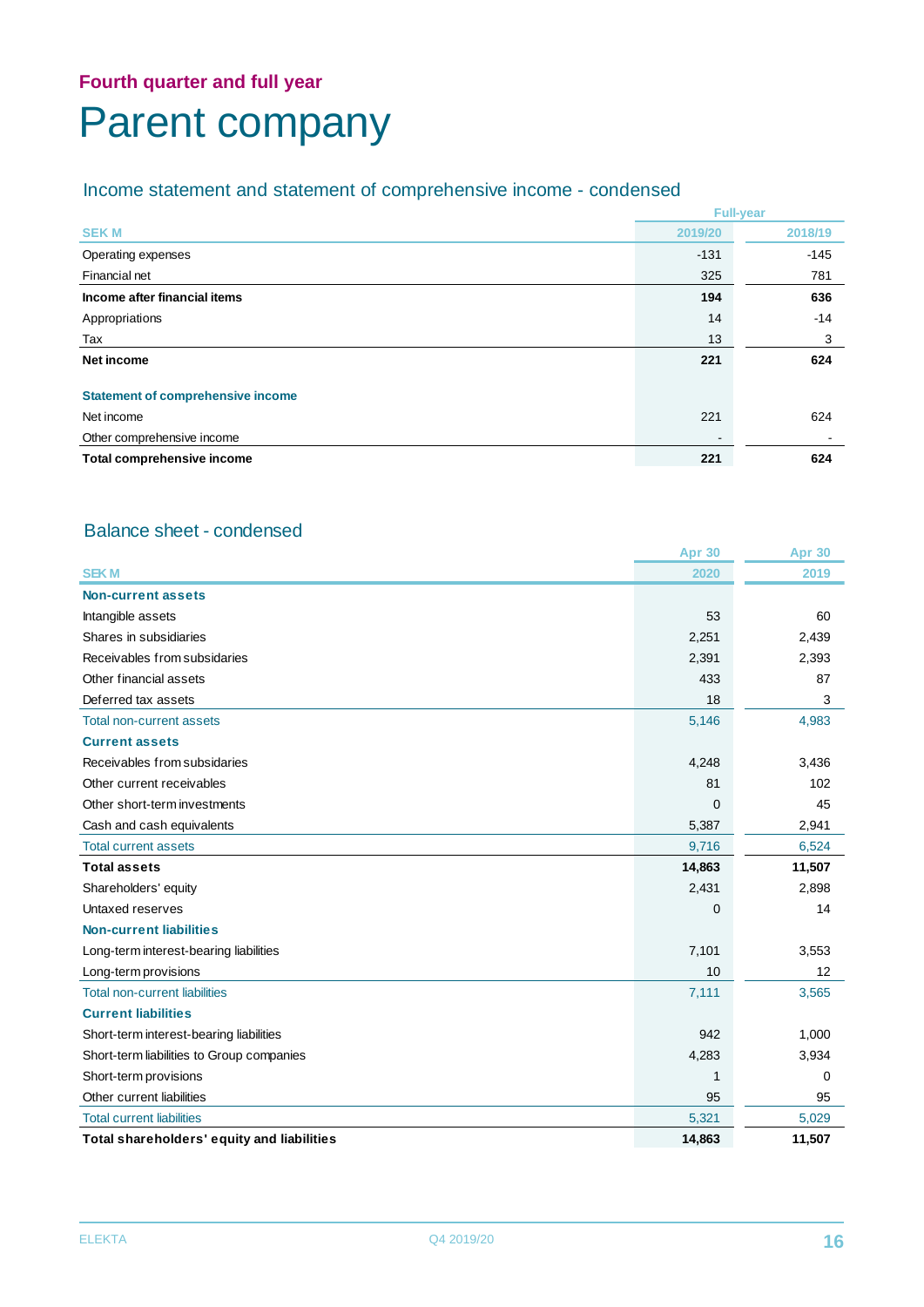## Fourth quarter and full year

# Parent company

### Income statement and statement of comprehensive income - condensed

| | Full-year | |
|---|---|---|
| SEK M | 2019/20 | 2018/19 |
| Operating expenses | -131 | -145 |
| Financial net | 325 | 781 |
| **Income after financial items** | **194** | **636** |
| Appropriations | 14 | -14 |
| Tax | 13 | 3 |
| **Net income** | **221** | **624** |
| | | |
| **Statement of comprehensive income** | | |
| Net income | 221 | 624 |
| Other comprehensive income | - | - |
| **Total comprehensive income** | **221** | **624** |

### Balance sheet - condensed

| | Apr 30 | Apr 30 |
|---|---|---|
| SEK M | 2020 | 2019 |
| **Non-current assets** | | |
| Intangible assets | 53 | 60 |
| Shares in subsidiaries | 2,251 | 2,439 |
| Receivables from subsidaries | 2,391 | 2,393 |
| Other financial assets | 433 | 87 |
| Deferred tax assets | 18 | 3 |
| Total non-current assets | 5,146 | 4,983 |
| **Current assets** | | |
| Receivables from subsidaries | 4,248 | 3,436 |
| Other current receivables | 81 | 102 |
| Other short-term investments | 0 | 45 |
| Cash and cash equivalents | 5,387 | 2,941 |
| Total current assets | 9,716 | 6,524 |
| **Total assets** | **14,863** | **11,507** |
| Shareholders' equity | 2,431 | 2,898 |
| Untaxed reserves | 0 | 14 |
| **Non-current liabilities** | | |
| Long-term interest-bearing liabilities | 7,101 | 3,553 |
| Long-term provisions | 10 | 12 |
| Total non-current liabilities | 7,111 | 3,565 |
| **Current liabilities** | | |
| Short-term interest-bearing liabilities | 942 | 1,000 |
| Short-term liabilities to Group companies | 4,283 | 3,934 |
| Short-term provisions | 1 | 0 |
| Other current liabilities | 95 | 95 |
| Total current liabilities | 5,321 | 5,029 |
| **Total shareholders' equity and liabilities** | **14,863** | **11,507** |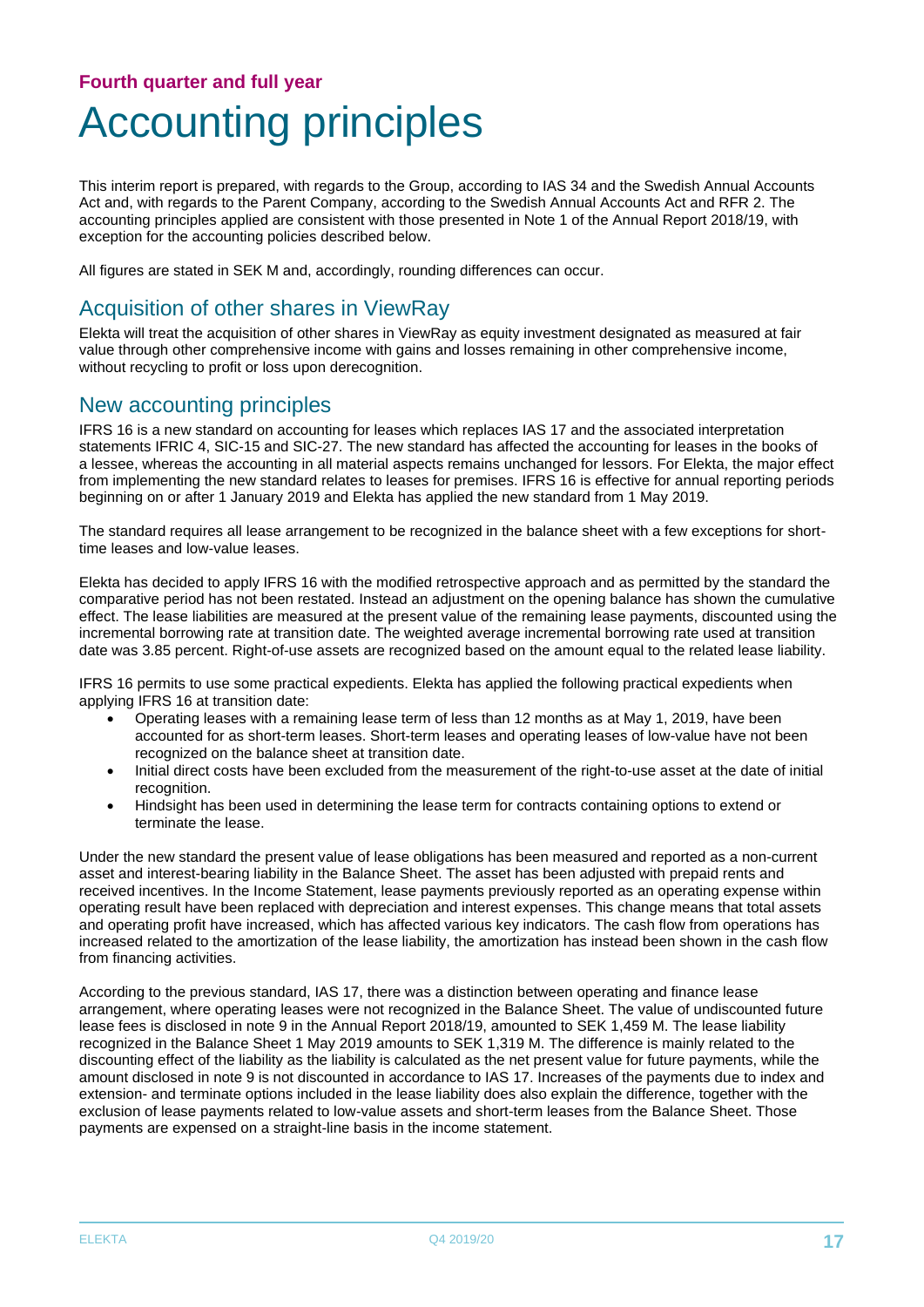**Fourth quarter and full year**

# Accounting principles

This interim report is prepared, with regards to the Group, according to IAS 34 and the Swedish Annual Accounts Act and, with regards to the Parent Company, according to the Swedish Annual Accounts Act and RFR 2. The accounting principles applied are consistent with those presented in Note 1 of the Annual Report 2018/19, with exception for the accounting policies described below.

All figures are stated in SEK M and, accordingly, rounding differences can occur.

## Acquisition of other shares in ViewRay

Elekta will treat the acquisition of other shares in ViewRay as equity investment designated as measured at fair value through other comprehensive income with gains and losses remaining in other comprehensive income, without recycling to profit or loss upon derecognition.

## New accounting principles

IFRS 16 is a new standard on accounting for leases which replaces IAS 17 and the associated interpretation statements IFRIC 4, SIC-15 and SIC-27. The new standard has affected the accounting for leases in the books of a lessee, whereas the accounting in all material aspects remains unchanged for lessors. For Elekta, the major effect from implementing the new standard relates to leases for premises. IFRS 16 is effective for annual reporting periods beginning on or after 1 January 2019 and Elekta has applied the new standard from 1 May 2019.

The standard requires all lease arrangement to be recognized in the balance sheet with a few exceptions for short-time leases and low-value leases.

Elekta has decided to apply IFRS 16 with the modified retrospective approach and as permitted by the standard the comparative period has not been restated. Instead an adjustment on the opening balance has shown the cumulative effect. The lease liabilities are measured at the present value of the remaining lease payments, discounted using the incremental borrowing rate at transition date. The weighted average incremental borrowing rate used at transition date was 3.85 percent. Right-of-use assets are recognized based on the amount equal to the related lease liability.

IFRS 16 permits to use some practical expedients. Elekta has applied the following practical expedients when applying IFRS 16 at transition date:

- Operating leases with a remaining lease term of less than 12 months as at May 1, 2019, have been accounted for as short-term leases. Short-term leases and operating leases of low-value have not been recognized on the balance sheet at transition date.
- Initial direct costs have been excluded from the measurement of the right-to-use asset at the date of initial recognition.
- Hindsight has been used in determining the lease term for contracts containing options to extend or terminate the lease.

Under the new standard the present value of lease obligations has been measured and reported as a non-current asset and interest-bearing liability in the Balance Sheet. The asset has been adjusted with prepaid rents and received incentives. In the Income Statement, lease payments previously reported as an operating expense within operating result have been replaced with depreciation and interest expenses. This change means that total assets and operating profit have increased, which has affected various key indicators. The cash flow from operations has increased related to the amortization of the lease liability, the amortization has instead been shown in the cash flow from financing activities.

According to the previous standard, IAS 17, there was a distinction between operating and finance lease arrangement, where operating leases were not recognized in the Balance Sheet. The value of undiscounted future lease fees is disclosed in note 9 in the Annual Report 2018/19, amounted to SEK 1,459 M. The lease liability recognized in the Balance Sheet 1 May 2019 amounts to SEK 1,319 M. The difference is mainly related to the discounting effect of the liability as the liability is calculated as the net present value for future payments, while the amount disclosed in note 9 is not discounted in accordance to IAS 17. Increases of the payments due to index and extension- and terminate options included in the lease liability does also explain the difference, together with the exclusion of lease payments related to low-value assets and short-term leases from the Balance Sheet. Those payments are expensed on a straight-line basis in the income statement.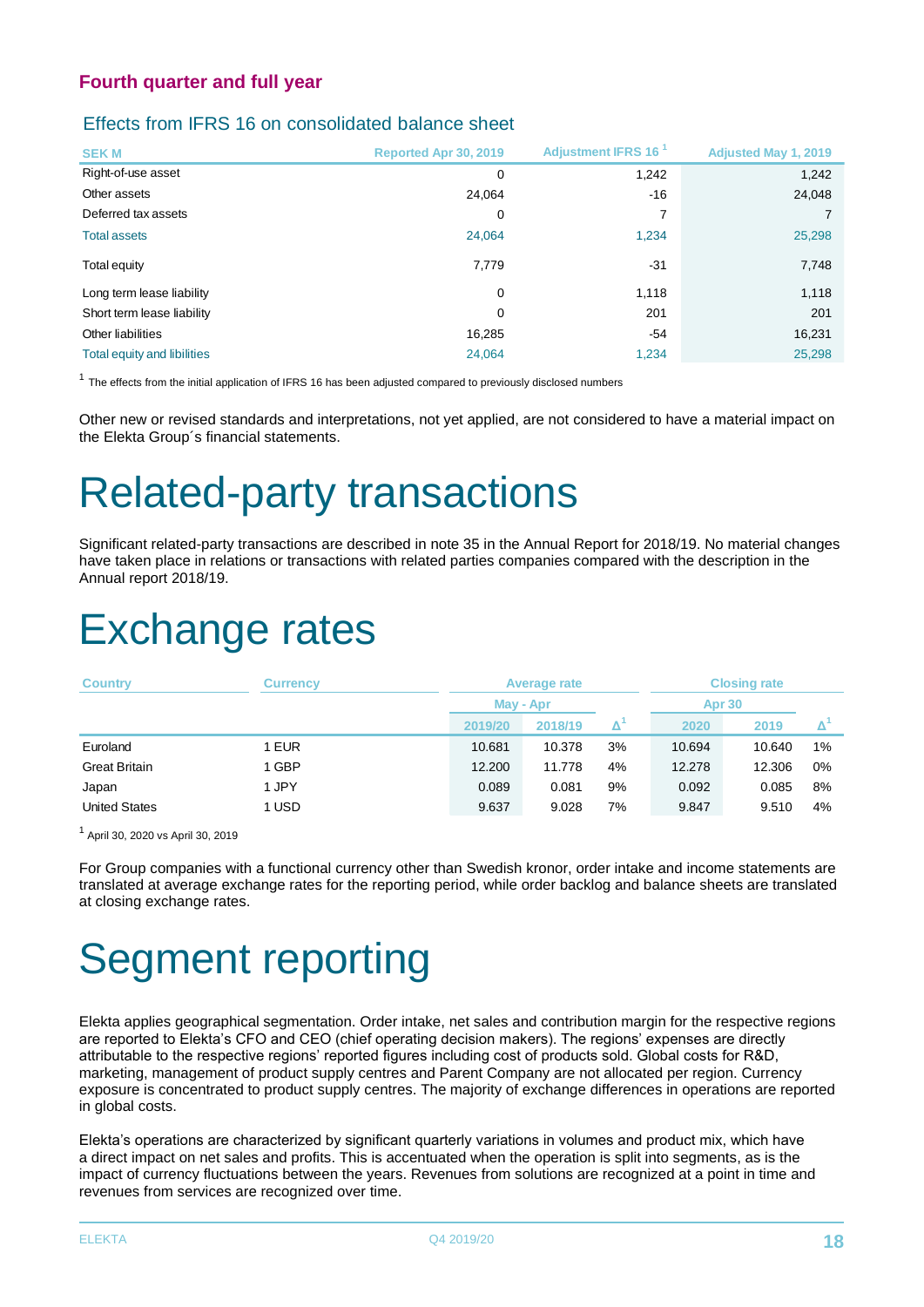## Fourth quarter and full year

### Effects from IFRS 16 on consolidated balance sheet

| SEK M | Reported Apr 30, 2019 | Adjustment IFRS 16 [1] | Adjusted May 1, 2019 |
|---|---|---|---|
| Right-of-use asset | 0 | 1,242 | 1,242 |
| Other assets | 24,064 | -16 | 24,048 |
| Deferred tax assets | 0 | 7 | 7 |
| Total assets | 24,064 | 1,234 | 25,298 |
| Total equity | 7,779 | -31 | 7,748 |
| Long term lease liability | 0 | 1,118 | 1,118 |
| Short term lease liability | 0 | 201 | 201 |
| Other liabilities | 16,285 | -54 | 16,231 |
| Total equity and libilities | 24,064 | 1,234 | 25,298 |

[1] The effects from the initial application of IFRS 16 has been adjusted compared to previously disclosed numbers

Other new or revised standards and interpretations, not yet applied, are not considered to have a material impact on the Elekta Group´s financial statements.

# Related-party transactions

Significant related-party transactions are described in note 35 in the Annual Report for 2018/19. No material changes have taken place in relations or transactions with related parties companies compared with the description in the Annual report 2018/19.

# Exchange rates

| Country | Currency | Average rate | | | Closing rate | | |
|---|---|---|---|---|---|---|---|
| | | May - Apr | | | Apr 30 | | |
| | | 2019/20 | 2018/19 | Δ[1] | 2020 | 2019 | Δ[1] |
| Euroland | 1 EUR | 10.681 | 10.378 | 3% | 10.694 | 10.640 | 1% |
| Great Britain | 1 GBP | 12.200 | 11.778 | 4% | 12.278 | 12.306 | 0% |
| Japan | 1 JPY | 0.089 | 0.081 | 9% | 0.092 | 0.085 | 8% |
| United States | 1 USD | 9.637 | 9.028 | 7% | 9.847 | 9.510 | 4% |

[1] April 30, 2020 vs April 30, 2019

For Group companies with a functional currency other than Swedish kronor, order intake and income statements are translated at average exchange rates for the reporting period, while order backlog and balance sheets are translated at closing exchange rates.

# Segment reporting

Elekta applies geographical segmentation. Order intake, net sales and contribution margin for the respective regions are reported to Elekta's CFO and CEO (chief operating decision makers). The regions' expenses are directly attributable to the respective regions' reported figures including cost of products sold. Global costs for R&D, marketing, management of product supply centres and Parent Company are not allocated per region. Currency exposure is concentrated to product supply centres. The majority of exchange differences in operations are reported in global costs.

Elekta's operations are characterized by significant quarterly variations in volumes and product mix, which have a direct impact on net sales and profits. This is accentuated when the operation is split into segments, as is the impact of currency fluctuations between the years. Revenues from solutions are recognized at a point in time and revenues from services are recognized over time.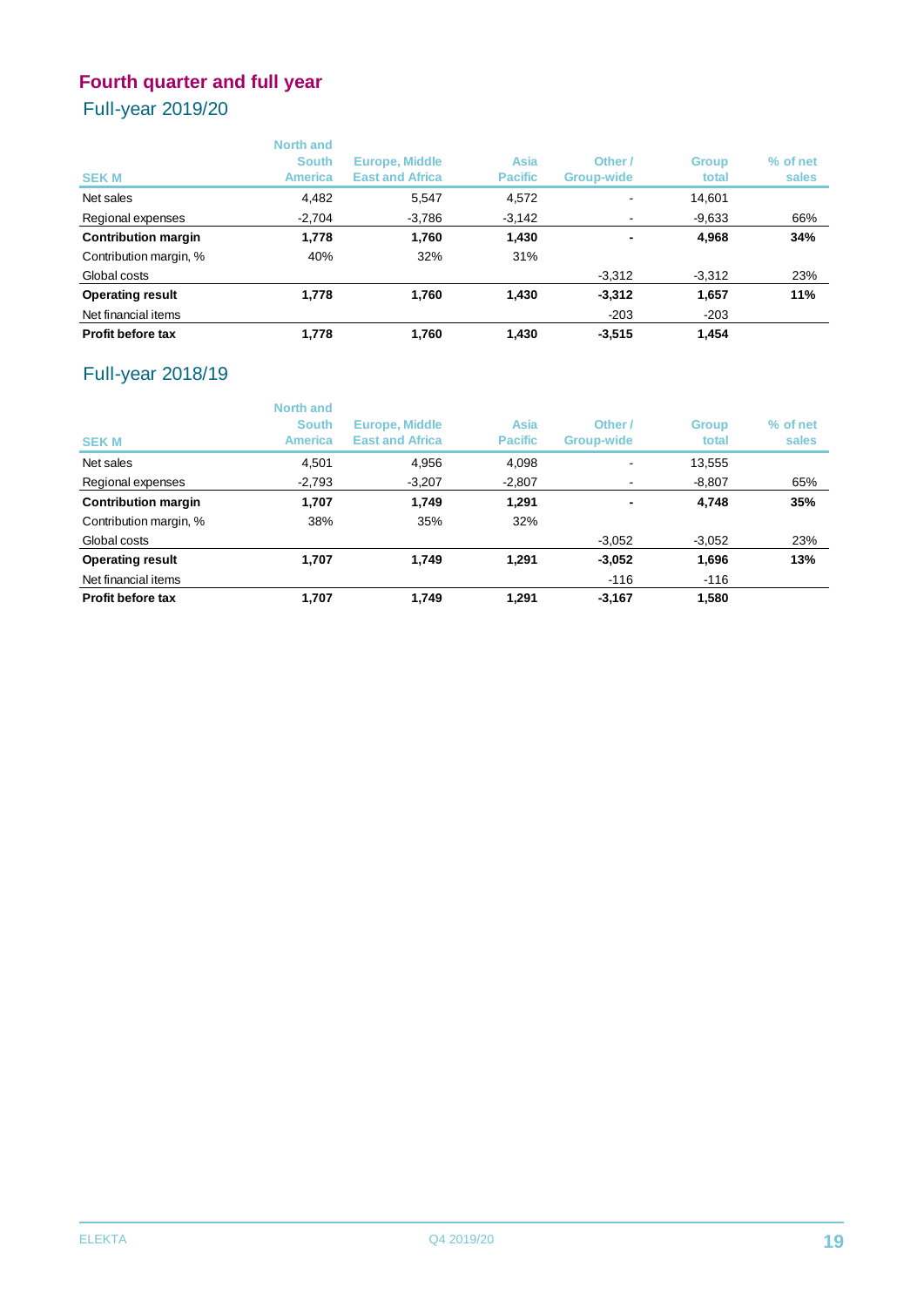# Fourth quarter and full year

## Full-year 2019/20

| SEK M | North and South America | Europe, Middle East and Africa | Asia Pacific | Other / Group-wide | Group total | % of net sales |
|---|---|---|---|---|---|---|
| Net sales | 4,482 | 5,547 | 4,572 | - | 14,601 | |
| Regional expenses | -2,704 | -3,786 | -3,142 | - | -9,633 | 66% |
| **Contribution margin** | **1,778** | **1,760** | **1,430** | **-** | **4,968** | **34%** |
| Contribution margin, % | 40% | 32% | 31% | | | |
| Global costs | | | | -3,312 | -3,312 | 23% |
| **Operating result** | **1,778** | **1,760** | **1,430** | **-3,312** | **1,657** | **11%** |
| Net financial items | | | | -203 | -203 | |
| **Profit before tax** | **1,778** | **1,760** | **1,430** | **-3,515** | **1,454** | |

## Full-year 2018/19

| SEK M | North and South America | Europe, Middle East and Africa | Asia Pacific | Other / Group-wide | Group total | % of net sales |
|---|---|---|---|---|---|---|
| Net sales | 4,501 | 4,956 | 4,098 | - | 13,555 | |
| Regional expenses | -2,793 | -3,207 | -2,807 | - | -8,807 | 65% |
| **Contribution margin** | **1,707** | **1,749** | **1,291** | **-** | **4,748** | **35%** |
| Contribution margin, % | 38% | 35% | 32% | | | |
| Global costs | | | | -3,052 | -3,052 | 23% |
| **Operating result** | **1,707** | **1,749** | **1,291** | **-3,052** | **1,696** | **13%** |
| Net financial items | | | | -116 | -116 | |
| **Profit before tax** | **1,707** | **1,749** | **1,291** | **-3,167** | **1,580** | |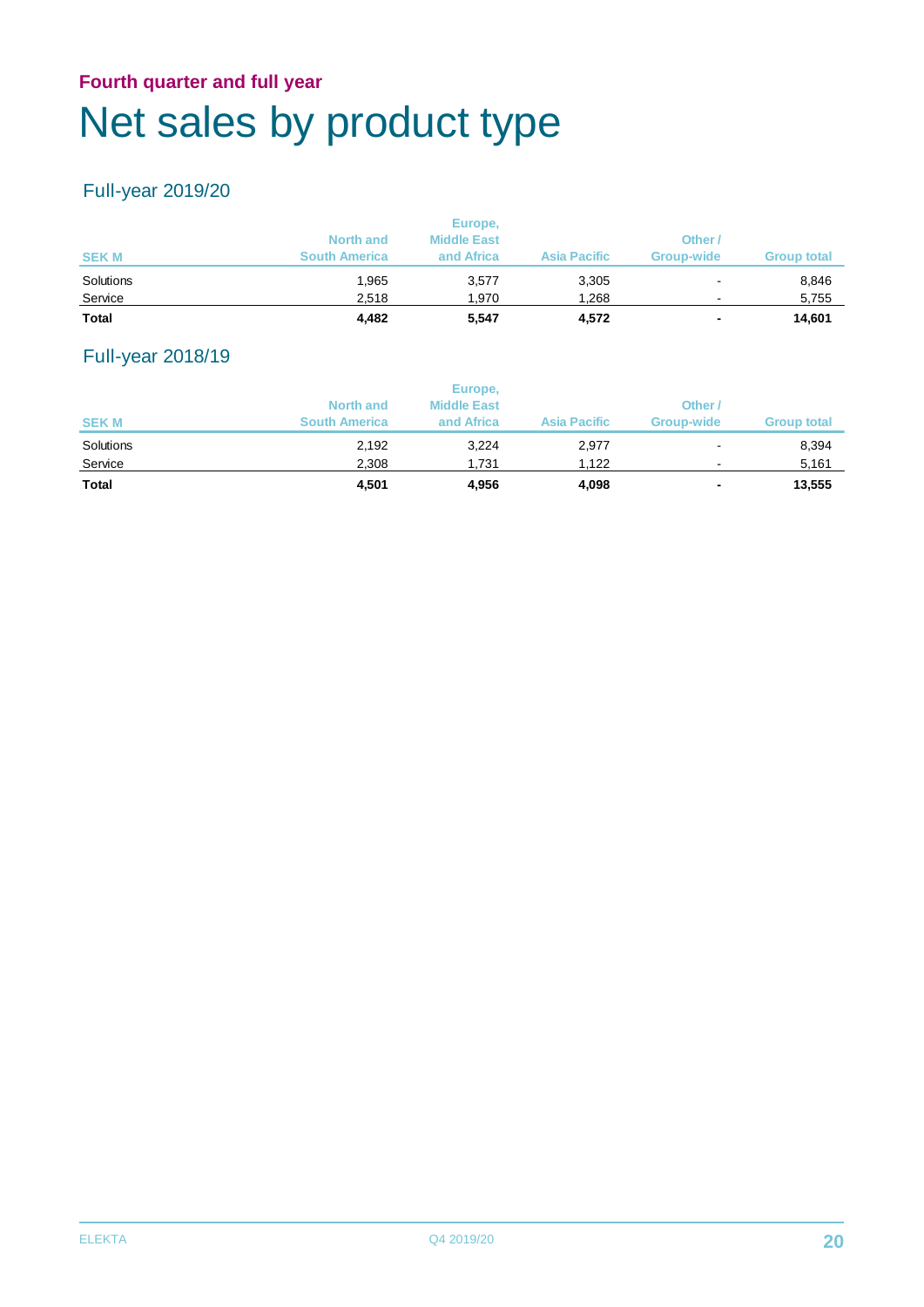**Fourth quarter and full year**

# Net sales by product type

## Full-year 2019/20

| SEK M | North and South America | Europe, Middle East and Africa | Asia Pacific | Other / Group-wide | Group total |
|---|---|---|---|---|---|
| Solutions | 1,965 | 3,577 | 3,305 | - | 8,846 |
| Service | 2,518 | 1,970 | 1,268 | - | 5,755 |
| **Total** | **4,482** | **5,547** | **4,572** | **-** | **14,601** |

## Full-year 2018/19

| SEK M | North and South America | Europe, Middle East and Africa | Asia Pacific | Other / Group-wide | Group total |
|---|---|---|---|---|---|
| Solutions | 2,192 | 3,224 | 2,977 | - | 8,394 |
| Service | 2,308 | 1,731 | 1,122 | - | 5,161 |
| **Total** | **4,501** | **4,956** | **4,098** | **-** | **13,555** |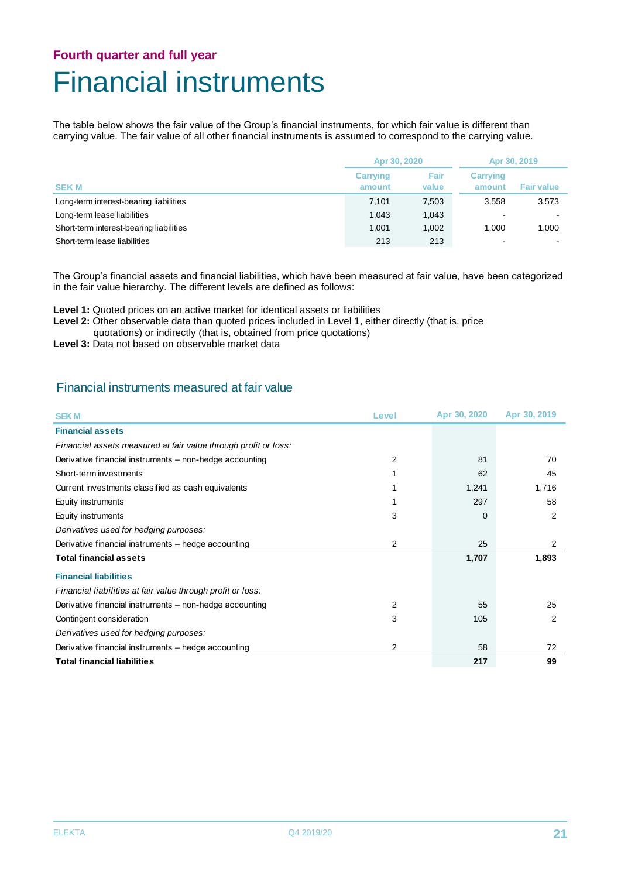Fourth quarter and full year

# Financial instruments

The table below shows the fair value of the Group's financial instruments, for which fair value is different than carrying value. The fair value of all other financial instruments is assumed to correspond to the carrying value.

| SEK M | Apr 30, 2020 | | Apr 30, 2019 | |
|---|---|---|---|---|
| | Carrying amount | Fair value | Carrying amount | Fair value |
| Long-term interest-bearing liabilities | 7,101 | 7,503 | 3,558 | 3,573 |
| Long-term lease liabilities | 1,043 | 1,043 | - | - |
| Short-term interest-bearing liabilities | 1,001 | 1,002 | 1,000 | 1,000 |
| Short-term lease liabilities | 213 | 213 | - | - |

The Group's financial assets and financial liabilities, which have been measured at fair value, have been categorized in the fair value hierarchy. The different levels are defined as follows:

**Level 1:** Quoted prices on an active market for identical assets or liabilities
**Level 2:** Other observable data than quoted prices included in Level 1, either directly (that is, price quotations) or indirectly (that is, obtained from price quotations)
**Level 3:** Data not based on observable market data

## Financial instruments measured at fair value

| SEK M | Level | Apr 30, 2020 | Apr 30, 2019 |
|---|---|---|---|
| **Financial assets** | | | |
| *Financial assets measured at fair value through profit or loss:* | | | |
| Derivative financial instruments – non-hedge accounting | 2 | 81 | 70 |
| Short-term investments | 1 | 62 | 45 |
| Current investments classified as cash equivalents | 1 | 1,241 | 1,716 |
| Equity instruments | 1 | 297 | 58 |
| Equity instruments | 3 | 0 | 2 |
| *Derivatives used for hedging purposes:* | | | |
| Derivative financial instruments – hedge accounting | 2 | 25 | 2 |
| **Total financial assets** | | **1,707** | **1,893** |
| **Financial liabilities** | | | |
| *Financial liabilities at fair value through profit or loss:* | | | |
| Derivative financial instruments – non-hedge accounting | 2 | 55 | 25 |
| Contingent consideration | 3 | 105 | 2 |
| *Derivatives used for hedging purposes:* | | | |
| Derivative financial instruments – hedge accounting | 2 | 58 | 72 |
| **Total financial liabilities** | | **217** | **99** |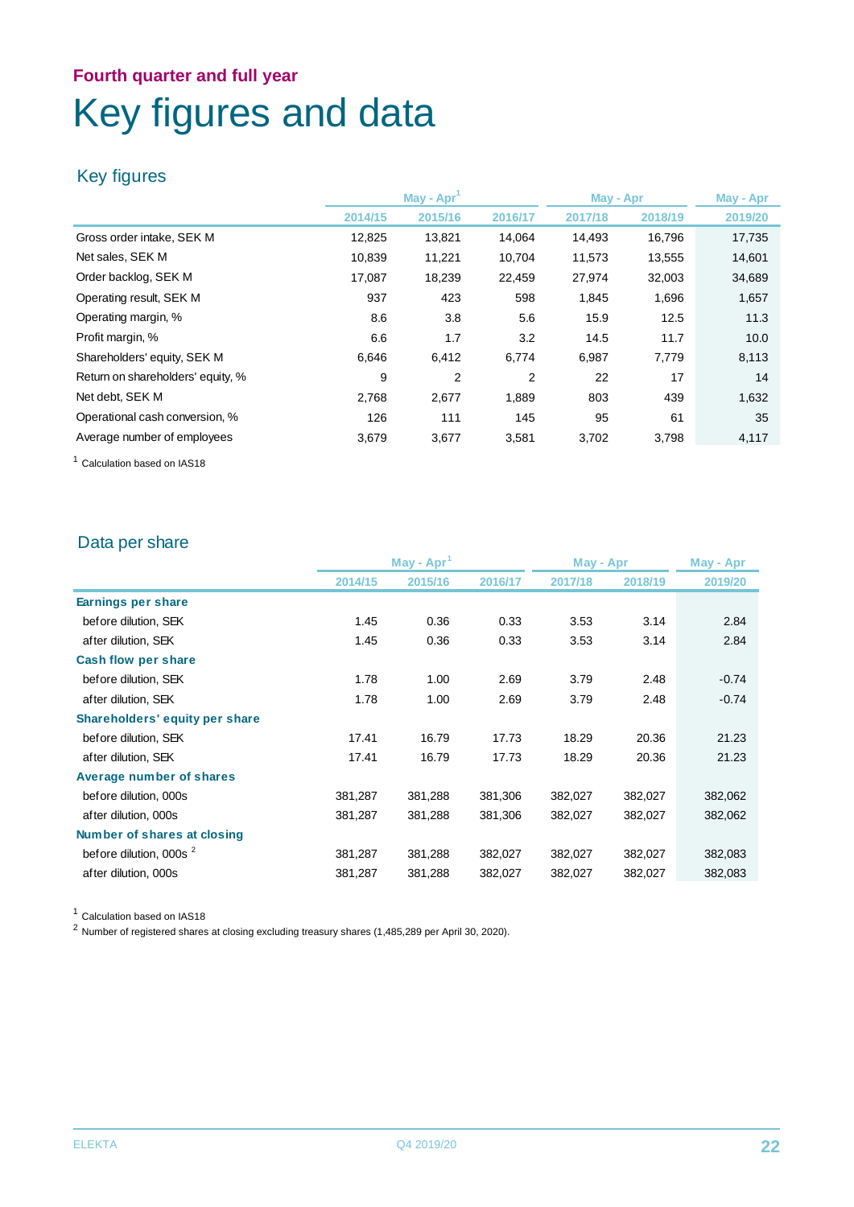Fourth quarter and full year

# Key figures and data

## Key figures

| | May - Apr[1] | | | May - Apr | | May - Apr |
|---|---|---|---|---|---|---|
| | 2014/15 | 2015/16 | 2016/17 | 2017/18 | 2018/19 | 2019/20 |
| Gross order intake, SEK M | 12,825 | 13,821 | 14,064 | 14,493 | 16,796 | 17,735 |
| Net sales, SEK M | 10,839 | 11,221 | 10,704 | 11,573 | 13,555 | 14,601 |
| Order backlog, SEK M | 17,087 | 18,239 | 22,459 | 27,974 | 32,003 | 34,689 |
| Operating result, SEK M | 937 | 423 | 598 | 1,845 | 1,696 | 1,657 |
| Operating margin, % | 8.6 | 3.8 | 5.6 | 15.9 | 12.5 | 11.3 |
| Profit margin, % | 6.6 | 1.7 | 3.2 | 14.5 | 11.7 | 10.0 |
| Shareholders' equity, SEK M | 6,646 | 6,412 | 6,774 | 6,987 | 7,779 | 8,113 |
| Return on shareholders' equity, % | 9 | 2 | 2 | 22 | 17 | 14 |
| Net debt, SEK M | 2,768 | 2,677 | 1,889 | 803 | 439 | 1,632 |
| Operational cash conversion, % | 126 | 111 | 145 | 95 | 61 | 35 |
| Average number of employees | 3,679 | 3,677 | 3,581 | 3,702 | 3,798 | 4,117 |

[1] Calculation based on IAS18

## Data per share

| | May - Apr[1] | | | May - Apr | | May - Apr |
|---|---|---|---|---|---|---|
| | 2014/15 | 2015/16 | 2016/17 | 2017/18 | 2018/19 | 2019/20 |
| **Earnings per share** | | | | | | |
| before dilution, SEK | 1.45 | 0.36 | 0.33 | 3.53 | 3.14 | 2.84 |
| after dilution, SEK | 1.45 | 0.36 | 0.33 | 3.53 | 3.14 | 2.84 |
| **Cash flow per share** | | | | | | |
| before dilution, SEK | 1.78 | 1.00 | 2.69 | 3.79 | 2.48 | -0.74 |
| after dilution, SEK | 1.78 | 1.00 | 2.69 | 3.79 | 2.48 | -0.74 |
| **Shareholders' equity per share** | | | | | | |
| before dilution, SEK | 17.41 | 16.79 | 17.73 | 18.29 | 20.36 | 21.23 |
| after dilution, SEK | 17.41 | 16.79 | 17.73 | 18.29 | 20.36 | 21.23 |
| **Average number of shares** | | | | | | |
| before dilution, 000s | 381,287 | 381,288 | 381,306 | 382,027 | 382,027 | 382,062 |
| after dilution, 000s | 381,287 | 381,288 | 381,306 | 382,027 | 382,027 | 382,062 |
| **Number of shares at closing** | | | | | | |
| before dilution, 000s [2] | 381,287 | 381,288 | 382,027 | 382,027 | 382,027 | 382,083 |
| after dilution, 000s | 381,287 | 381,288 | 382,027 | 382,027 | 382,027 | 382,083 |

[1] Calculation based on IAS18

[2] Number of registered shares at closing excluding treasury shares (1,485,289 per April 30, 2020).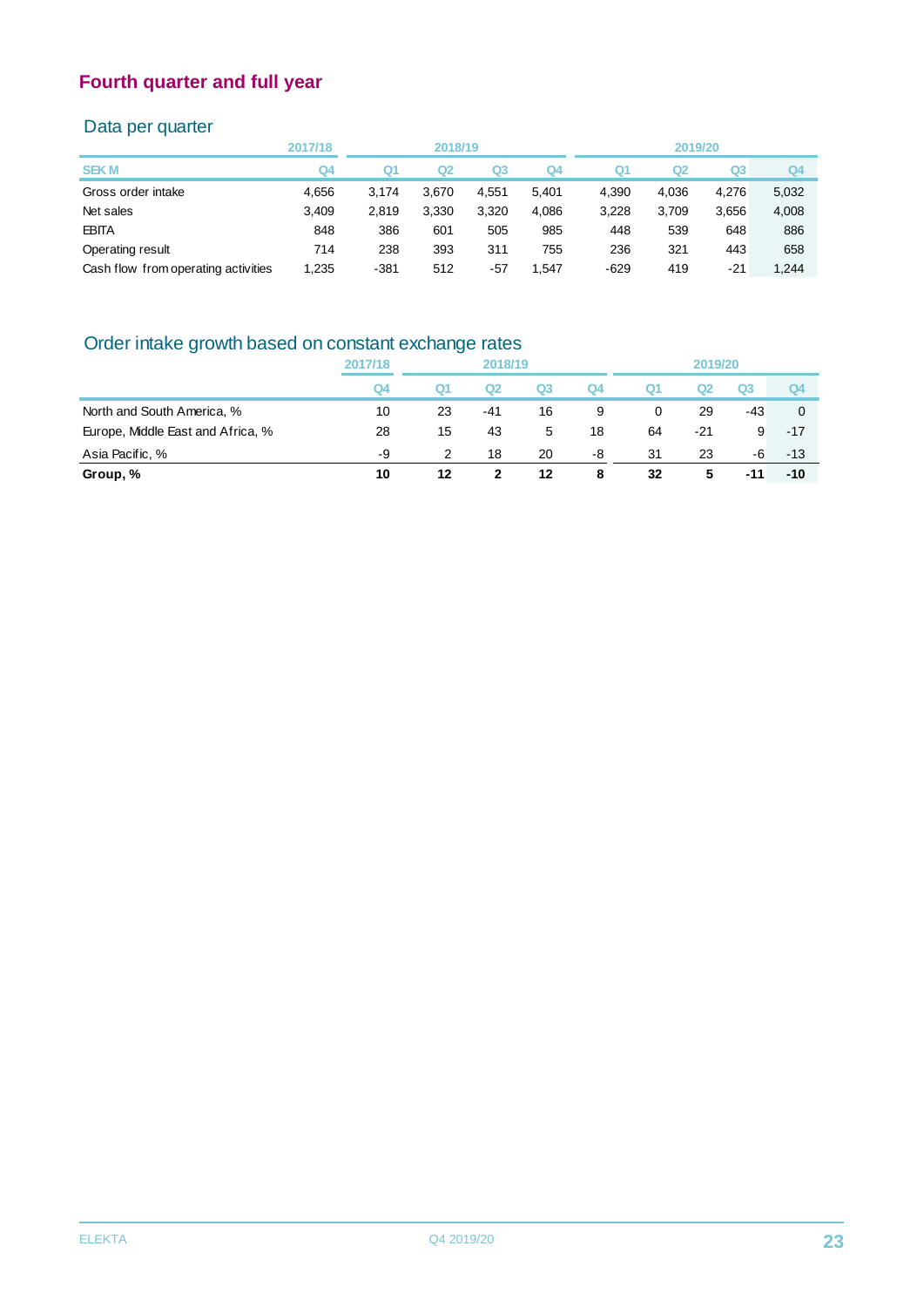## Fourth quarter and full year

### Data per quarter

| | 2017/18 | 2018/19 | | | | 2019/20 | | | |
|---|---|---|---|---|---|---|---|---|---|
| SEK M | Q4 | Q1 | Q2 | Q3 | Q4 | Q1 | Q2 | Q3 | Q4 |
| Gross order intake | 4,656 | 3,174 | 3,670 | 4,551 | 5,401 | 4,390 | 4,036 | 4,276 | 5,032 |
| Net sales | 3,409 | 2,819 | 3,330 | 3,320 | 4,086 | 3,228 | 3,709 | 3,656 | 4,008 |
| EBITA | 848 | 386 | 601 | 505 | 985 | 448 | 539 | 648 | 886 |
| Operating result | 714 | 238 | 393 | 311 | 755 | 236 | 321 | 443 | 658 |
| Cash flow from operating activities | 1,235 | -381 | 512 | -57 | 1,547 | -629 | 419 | -21 | 1,244 |

### Order intake growth based on constant exchange rates

| | 2017/18 | 2018/19 | | | | 2019/20 | | | |
|---|---|---|---|---|---|---|---|---|---|
| | Q4 | Q1 | Q2 | Q3 | Q4 | Q1 | Q2 | Q3 | Q4 |
| North and South America, % | 10 | 23 | -41 | 16 | 9 | 0 | 29 | -43 | 0 |
| Europe, Middle East and Africa, % | 28 | 15 | 43 | 5 | 18 | 64 | -21 | 9 | -17 |
| Asia Pacific, % | -9 | 2 | 18 | 20 | -8 | 31 | 23 | -6 | -13 |
| **Group, %** | **10** | **12** | **2** | **12** | **8** | **32** | **5** | **-11** | **-10** |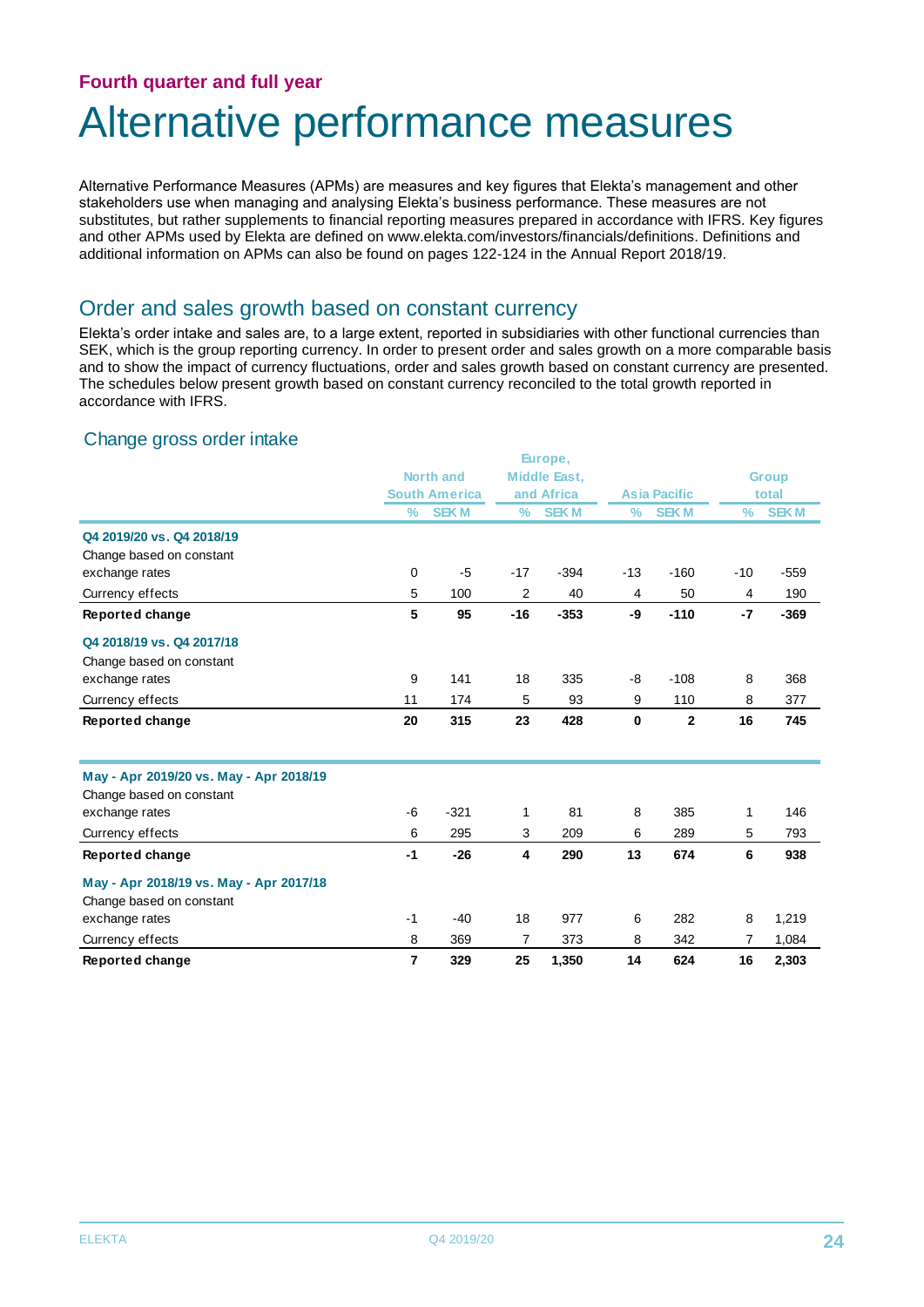Fourth quarter and full year

# Alternative performance measures

Alternative Performance Measures (APMs) are measures and key figures that Elekta's management and other stakeholders use when managing and analysing Elekta's business performance. These measures are not substitutes, but rather supplements to financial reporting measures prepared in accordance with IFRS. Key figures and other APMs used by Elekta are defined on www.elekta.com/investors/financials/definitions. Definitions and additional information on APMs can also be found on pages 122-124 in the Annual Report 2018/19.

## Order and sales growth based on constant currency

Elekta's order intake and sales are, to a large extent, reported in subsidiaries with other functional currencies than SEK, which is the group reporting currency. In order to present order and sales growth on a more comparable basis and to show the impact of currency fluctuations, order and sales growth based on constant currency are presented. The schedules below present growth based on constant currency reconciled to the total growth reported in accordance with IFRS.

### Change gross order intake

| | North and South America | | Europe, Middle East, and Africa | | Asia Pacific | | Group total | |
|---|---|---|---|---|---|---|---|---|
| | % | SEK M | % | SEK M | % | SEK M | % | SEK M |
| **Q4 2019/20 vs. Q4 2018/19** | | | | | | | | |
| Change based on constant exchange rates | 0 | -5 | -17 | -394 | -13 | -160 | -10 | -559 |
| Currency effects | 5 | 100 | 2 | 40 | 4 | 50 | 4 | 190 |
| **Reported change** | **5** | **95** | **-16** | **-353** | **-9** | **-110** | **-7** | **-369** |
| **Q4 2018/19 vs. Q4 2017/18** | | | | | | | | |
| Change based on constant exchange rates | 9 | 141 | 18 | 335 | -8 | -108 | 8 | 368 |
| Currency effects | 11 | 174 | 5 | 93 | 9 | 110 | 8 | 377 |
| **Reported change** | **20** | **315** | **23** | **428** | **0** | **2** | **16** | **745** |
| **May - Apr 2019/20 vs. May - Apr 2018/19** | | | | | | | | |
| Change based on constant exchange rates | -6 | -321 | 1 | 81 | 8 | 385 | 1 | 146 |
| Currency effects | 6 | 295 | 3 | 209 | 6 | 289 | 5 | 793 |
| **Reported change** | **-1** | **-26** | **4** | **290** | **13** | **674** | **6** | **938** |
| **May - Apr 2018/19 vs. May - Apr 2017/18** | | | | | | | | |
| Change based on constant exchange rates | -1 | -40 | 18 | 977 | 6 | 282 | 8 | 1,219 |
| Currency effects | 8 | 369 | 7 | 373 | 8 | 342 | 7 | 1,084 |
| **Reported change** | **7** | **329** | **25** | **1,350** | **14** | **624** | **16** | **2,303** |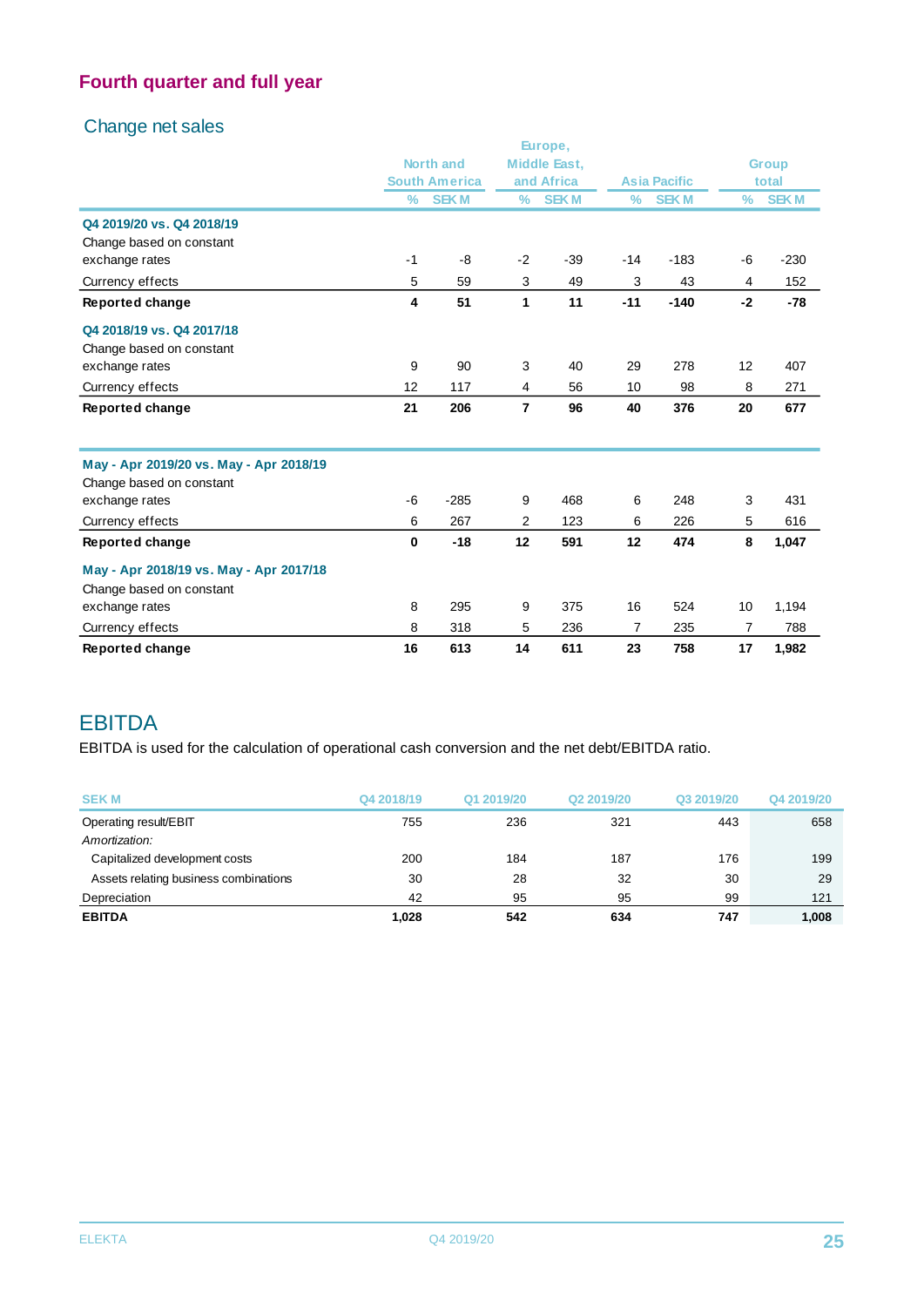## Fourth quarter and full year

### Change net sales

| | North and South America | | Europe, Middle East, and Africa | | Asia Pacific | | Group total | |
|---|---|---|---|---|---|---|---|---|
| | % | SEK M | % | SEK M | % | SEK M | % | SEK M |
| **Q4 2019/20 vs. Q4 2018/19** | | | | | | | | |
| Change based on constant exchange rates | -1 | -8 | -2 | -39 | -14 | -183 | -6 | -230 |
| Currency effects | 5 | 59 | 3 | 49 | 3 | 43 | 4 | 152 |
| **Reported change** | **4** | **51** | **1** | **11** | **-11** | **-140** | **-2** | **-78** |
| **Q4 2018/19 vs. Q4 2017/18** | | | | | | | | |
| Change based on constant exchange rates | 9 | 90 | 3 | 40 | 29 | 278 | 12 | 407 |
| Currency effects | 12 | 117 | 4 | 56 | 10 | 98 | 8 | 271 |
| **Reported change** | **21** | **206** | **7** | **96** | **40** | **376** | **20** | **677** |
| **May - Apr 2019/20 vs. May - Apr 2018/19** | | | | | | | | |
| Change based on constant exchange rates | -6 | -285 | 9 | 468 | 6 | 248 | 3 | 431 |
| Currency effects | 6 | 267 | 2 | 123 | 6 | 226 | 5 | 616 |
| **Reported change** | **0** | **-18** | **12** | **591** | **12** | **474** | **8** | **1,047** |
| **May - Apr 2018/19 vs. May - Apr 2017/18** | | | | | | | | |
| Change based on constant exchange rates | 8 | 295 | 9 | 375 | 16 | 524 | 10 | 1,194 |
| Currency effects | 8 | 318 | 5 | 236 | 7 | 235 | 7 | 788 |
| **Reported change** | **16** | **613** | **14** | **611** | **23** | **758** | **17** | **1,982** |

## EBITDA

EBITDA is used for the calculation of operational cash conversion and the net debt/EBITDA ratio.

| SEK M | Q4 2018/19 | Q1 2019/20 | Q2 2019/20 | Q3 2019/20 | Q4 2019/20 |
|---|---|---|---|---|---|
| Operating result/EBIT | 755 | 236 | 321 | 443 | 658 |
| *Amortization:* | | | | | |
| Capitalized development costs | 200 | 184 | 187 | 176 | 199 |
| Assets relating business combinations | 30 | 28 | 32 | 30 | 29 |
| Depreciation | 42 | 95 | 95 | 99 | 121 |
| **EBITDA** | **1,028** | **542** | **634** | **747** | **1,008** |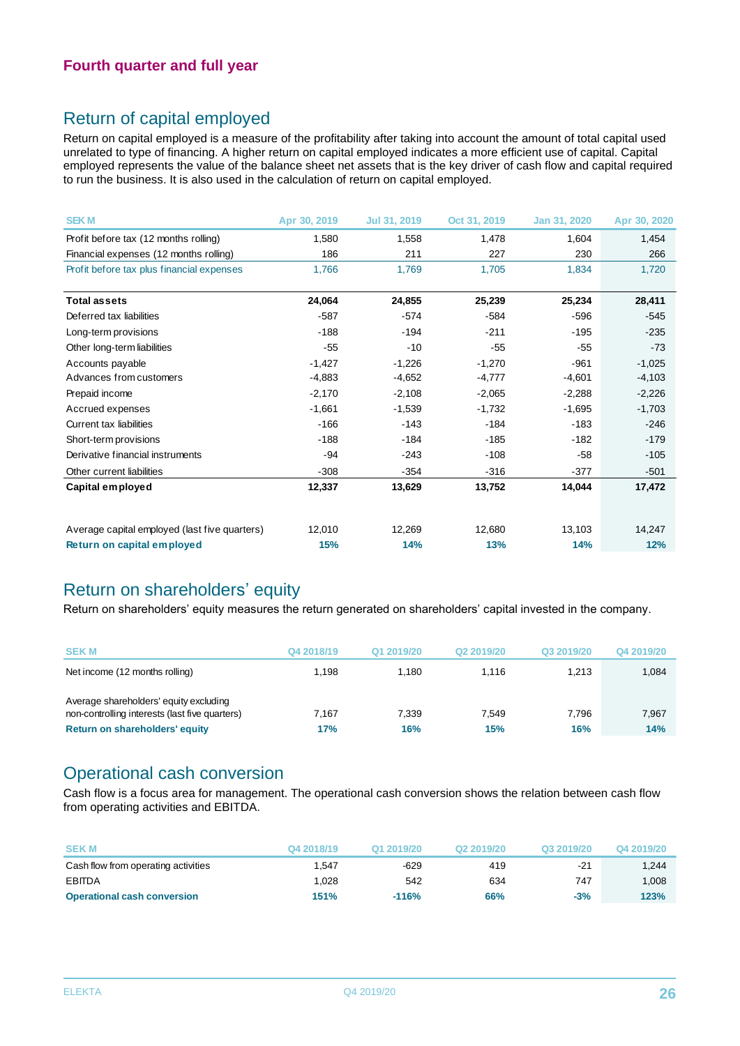## Fourth quarter and full year

# Return of capital employed

Return on capital employed is a measure of the profitability after taking into account the amount of total capital used unrelated to type of financing. A higher return on capital employed indicates a more efficient use of capital. Capital employed represents the value of the balance sheet net assets that is the key driver of cash flow and capital required to run the business. It is also used in the calculation of return on capital employed.

| SEK M | Apr 30, 2019 | Jul 31, 2019 | Oct 31, 2019 | Jan 31, 2020 | Apr 30, 2020 |
|---|---|---|---|---|---|
| Profit before tax (12 months rolling) | 1,580 | 1,558 | 1,478 | 1,604 | 1,454 |
| Financial expenses (12 months rolling) | 186 | 211 | 227 | 230 | 266 |
| Profit before tax plus financial expenses | 1,766 | 1,769 | 1,705 | 1,834 | 1,720 |
| **Total assets** | **24,064** | **24,855** | **25,239** | **25,234** | **28,411** |
| Deferred tax liabilities | -587 | -574 | -584 | -596 | -545 |
| Long-term provisions | -188 | -194 | -211 | -195 | -235 |
| Other long-term liabilities | -55 | -10 | -55 | -55 | -73 |
| Accounts payable | -1,427 | -1,226 | -1,270 | -961 | -1,025 |
| Advances from customers | -4,883 | -4,652 | -4,777 | -4,601 | -4,103 |
| Prepaid income | -2,170 | -2,108 | -2,065 | -2,288 | -2,226 |
| Accrued expenses | -1,661 | -1,539 | -1,732 | -1,695 | -1,703 |
| Current tax liabilities | -166 | -143 | -184 | -183 | -246 |
| Short-term provisions | -188 | -184 | -185 | -182 | -179 |
| Derivative financial instruments | -94 | -243 | -108 | -58 | -105 |
| Other current liabilities | -308 | -354 | -316 | -377 | -501 |
| **Capital employed** | **12,337** | **13,629** | **13,752** | **14,044** | **17,472** |
| Average capital employed (last five quarters) | 12,010 | 12,269 | 12,680 | 13,103 | 14,247 |
| **Return on capital employed** | **15%** | **14%** | **13%** | **14%** | **12%** |

# Return on shareholders' equity

Return on shareholders' equity measures the return generated on shareholders' capital invested in the company.

| SEK M | Q4 2018/19 | Q1 2019/20 | Q2 2019/20 | Q3 2019/20 | Q4 2019/20 |
|---|---|---|---|---|---|
| Net income (12 months rolling) | 1,198 | 1,180 | 1,116 | 1,213 | 1,084 |
| Average shareholders' equity excluding non-controlling interests (last five quarters) | 7,167 | 7,339 | 7,549 | 7,796 | 7,967 |
| **Return on shareholders' equity** | **17%** | **16%** | **15%** | **16%** | **14%** |

# Operational cash conversion

Cash flow is a focus area for management. The operational cash conversion shows the relation between cash flow from operating activities and EBITDA.

| SEK M | Q4 2018/19 | Q1 2019/20 | Q2 2019/20 | Q3 2019/20 | Q4 2019/20 |
|---|---|---|---|---|---|
| Cash flow from operating activities | 1,547 | -629 | 419 | -21 | 1,244 |
| EBITDA | 1,028 | 542 | 634 | 747 | 1,008 |
| **Operational cash conversion** | **151%** | **-116%** | **66%** | **-3%** | **123%** |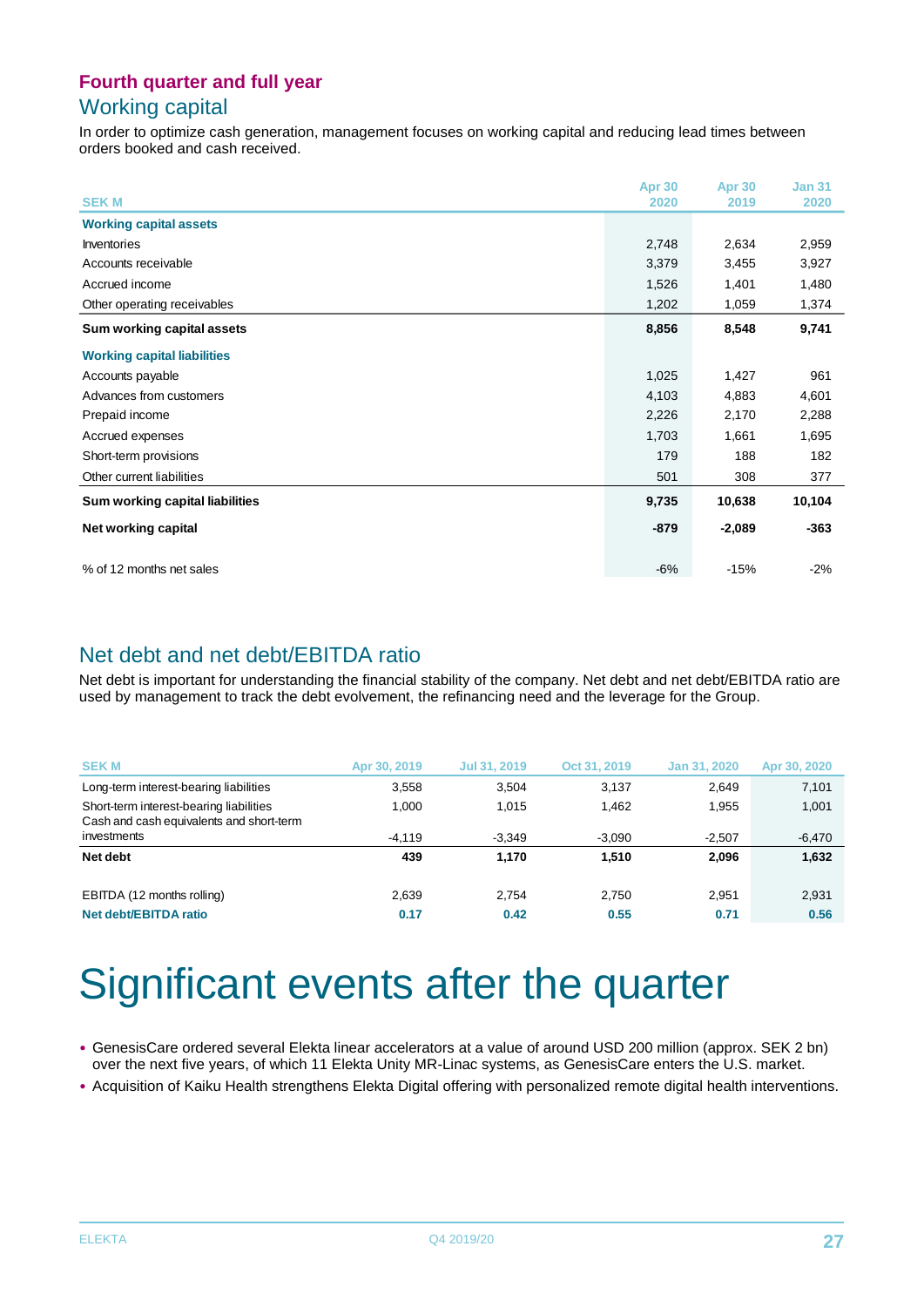## Fourth quarter and full year

## Working capital

In order to optimize cash generation, management focuses on working capital and reducing lead times between orders booked and cash received.

| SEK M | Apr 30 2020 | Apr 30 2019 | Jan 31 2020 |
|---|---|---|---|
| **Working capital assets** | | | |
| Inventories | 2,748 | 2,634 | 2,959 |
| Accounts receivable | 3,379 | 3,455 | 3,927 |
| Accrued income | 1,526 | 1,401 | 1,480 |
| Other operating receivables | 1,202 | 1,059 | 1,374 |
| **Sum working capital assets** | **8,856** | **8,548** | **9,741** |
| **Working capital liabilities** | | | |
| Accounts payable | 1,025 | 1,427 | 961 |
| Advances from customers | 4,103 | 4,883 | 4,601 |
| Prepaid income | 2,226 | 2,170 | 2,288 |
| Accrued expenses | 1,703 | 1,661 | 1,695 |
| Short-term provisions | 179 | 188 | 182 |
| Other current liabilities | 501 | 308 | 377 |
| **Sum working capital liabilities** | **9,735** | **10,638** | **10,104** |
| **Net working capital** | **-879** | **-2,089** | **-363** |
| % of 12 months net sales | -6% | -15% | -2% |

## Net debt and net debt/EBITDA ratio

Net debt is important for understanding the financial stability of the company. Net debt and net debt/EBITDA ratio are used by management to track the debt evolvement, the refinancing need and the leverage for the Group.

| SEK M | Apr 30, 2019 | Jul 31, 2019 | Oct 31, 2019 | Jan 31, 2020 | Apr 30, 2020 |
|---|---|---|---|---|---|
| Long-term interest-bearing liabilities | 3,558 | 3,504 | 3,137 | 2,649 | 7,101 |
| Short-term interest-bearing liabilities | 1,000 | 1,015 | 1,462 | 1,955 | 1,001 |
| Cash and cash equivalents and short-term investments | -4,119 | -3,349 | -3,090 | -2,507 | -6,470 |
| **Net debt** | **439** | **1,170** | **1,510** | **2,096** | **1,632** |
| EBITDA (12 months rolling) | 2,639 | 2,754 | 2,750 | 2,951 | 2,931 |
| **Net debt/EBITDA ratio** | **0.17** | **0.42** | **0.55** | **0.71** | **0.56** |

# Significant events after the quarter

- GenesisCare ordered several Elekta linear accelerators at a value of around USD 200 million (approx. SEK 2 bn) over the next five years, of which 11 Elekta Unity MR-Linac systems, as GenesisCare enters the U.S. market.
- Acquisition of Kaiku Health strengthens Elekta Digital offering with personalized remote digital health interventions.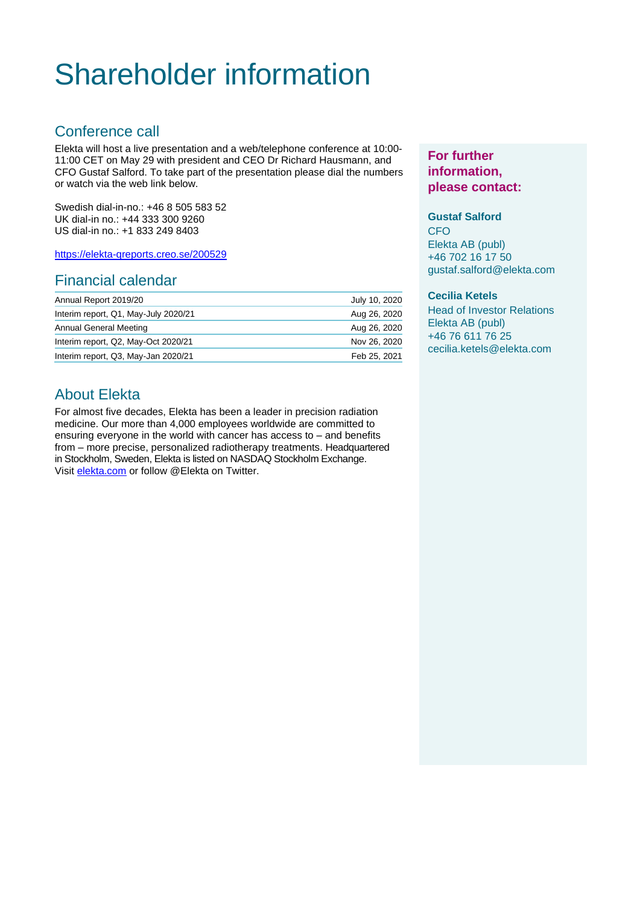# Shareholder information

## Conference call

Elekta will host a live presentation and a web/telephone conference at 10:00-11:00 CET on May 29 with president and CEO Dr Richard Hausmann, and CFO Gustaf Salford. To take part of the presentation please dial the numbers or watch via the web link below.

Swedish dial-in-no.: +46 8 505 583 52
UK dial-in no.: +44 333 300 9260
US dial-in no.: +1 833 249 8403

https://elekta-qreports.creo.se/200529

## Financial calendar

| | |
|---|---|
| Annual Report 2019/20 | July 10, 2020 |
| Interim report, Q1, May-July 2020/21 | Aug 26, 2020 |
| Annual General Meeting | Aug 26, 2020 |
| Interim report, Q2, May-Oct 2020/21 | Nov 26, 2020 |
| Interim report, Q3, May-Jan 2020/21 | Feb 25, 2021 |

## About Elekta

For almost five decades, Elekta has been a leader in precision radiation medicine. Our more than 4,000 employees worldwide are committed to ensuring everyone in the world with cancer has access to – and benefits from – more precise, personalized radiotherapy treatments. Headquartered in Stockholm, Sweden, Elekta is listed on NASDAQ Stockholm Exchange. Visit elekta.com or follow @Elekta on Twitter.

**For further information, please contact:**

**Gustaf Salford**
CFO
Elekta AB (publ)
+46 702 16 17 50
gustaf.salford@elekta.com

**Cecilia Ketels**
Head of Investor Relations
Elekta AB (publ)
+46 76 611 76 25
cecilia.ketels@elekta.com